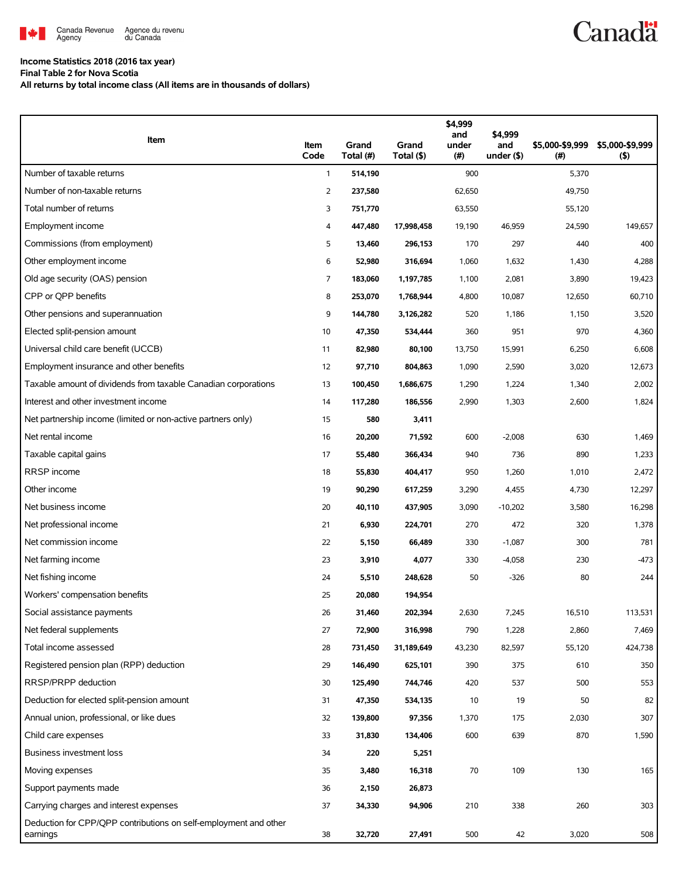Canada Revenue Agency / Agence du revenu du Canada

**Income Statistics 2018 (2016 tax year)**
**Final Table 2 for Nova Scotia**
**All returns by total income class (All items are in thousands of dollars)**

| Item | Item Code | Grand Total (#) | Grand Total ($) | $4,999 and under (#) | $4,999 and under ($) | $5,000-$9,999 (#) | $5,000-$9,999 ($) |
|---|---|---|---|---|---|---|---|
| Number of taxable returns | 1 | 514,190 | | 900 | | 5,370 | |
| Number of non-taxable returns | 2 | 237,580 | | 62,650 | | 49,750 | |
| Total number of returns | 3 | 751,770 | | 63,550 | | 55,120 | |
| Employment income | 4 | 447,480 | 17,998,458 | 19,190 | 46,959 | 24,590 | 149,657 |
| Commissions (from employment) | 5 | 13,460 | 296,153 | 170 | 297 | 440 | 400 |
| Other employment income | 6 | 52,980 | 316,694 | 1,060 | 1,632 | 1,430 | 4,288 |
| Old age security (OAS) pension | 7 | 183,060 | 1,197,785 | 1,100 | 2,081 | 3,890 | 19,423 |
| CPP or QPP benefits | 8 | 253,070 | 1,768,944 | 4,800 | 10,087 | 12,650 | 60,710 |
| Other pensions and superannuation | 9 | 144,780 | 3,126,282 | 520 | 1,186 | 1,150 | 3,520 |
| Elected split-pension amount | 10 | 47,350 | 534,444 | 360 | 951 | 970 | 4,360 |
| Universal child care benefit (UCCB) | 11 | 82,980 | 80,100 | 13,750 | 15,991 | 6,250 | 6,608 |
| Employment insurance and other benefits | 12 | 97,710 | 804,863 | 1,090 | 2,590 | 3,020 | 12,673 |
| Taxable amount of dividends from taxable Canadian corporations | 13 | 100,450 | 1,686,675 | 1,290 | 1,224 | 1,340 | 2,002 |
| Interest and other investment income | 14 | 117,280 | 186,556 | 2,990 | 1,303 | 2,600 | 1,824 |
| Net partnership income (limited or non-active partners only) | 15 | 580 | 3,411 | | | | |
| Net rental income | 16 | 20,200 | 71,592 | 600 | -2,008 | 630 | 1,469 |
| Taxable capital gains | 17 | 55,480 | 366,434 | 940 | 736 | 890 | 1,233 |
| RRSP income | 18 | 55,830 | 404,417 | 950 | 1,260 | 1,010 | 2,472 |
| Other income | 19 | 90,290 | 617,259 | 3,290 | 4,455 | 4,730 | 12,297 |
| Net business income | 20 | 40,110 | 437,905 | 3,090 | -10,202 | 3,580 | 16,298 |
| Net professional income | 21 | 6,930 | 224,701 | 270 | 472 | 320 | 1,378 |
| Net commission income | 22 | 5,150 | 66,489 | 330 | -1,087 | 300 | 781 |
| Net farming income | 23 | 3,910 | 4,077 | 330 | -4,058 | 230 | -473 |
| Net fishing income | 24 | 5,510 | 248,628 | 50 | -326 | 80 | 244 |
| Workers' compensation benefits | 25 | 20,080 | 194,954 | | | | |
| Social assistance payments | 26 | 31,460 | 202,394 | 2,630 | 7,245 | 16,510 | 113,531 |
| Net federal supplements | 27 | 72,900 | 316,998 | 790 | 1,228 | 2,860 | 7,469 |
| Total income assessed | 28 | 731,450 | 31,189,649 | 43,230 | 82,597 | 55,120 | 424,738 |
| Registered pension plan (RPP) deduction | 29 | 146,490 | 625,101 | 390 | 375 | 610 | 350 |
| RRSP/PRPP deduction | 30 | 125,490 | 744,746 | 420 | 537 | 500 | 553 |
| Deduction for elected split-pension amount | 31 | 47,350 | 534,135 | 10 | 19 | 50 | 82 |
| Annual union, professional, or like dues | 32 | 139,800 | 97,356 | 1,370 | 175 | 2,030 | 307 |
| Child care expenses | 33 | 31,830 | 134,406 | 600 | 639 | 870 | 1,590 |
| Business investment loss | 34 | 220 | 5,251 | | | | |
| Moving expenses | 35 | 3,480 | 16,318 | 70 | 109 | 130 | 165 |
| Support payments made | 36 | 2,150 | 26,873 | | | | |
| Carrying charges and interest expenses | 37 | 34,330 | 94,906 | 210 | 338 | 260 | 303 |
| Deduction for CPP/QPP contributions on self-employment and other earnings | 38 | 32,720 | 27,491 | 500 | 42 | 3,020 | 508 |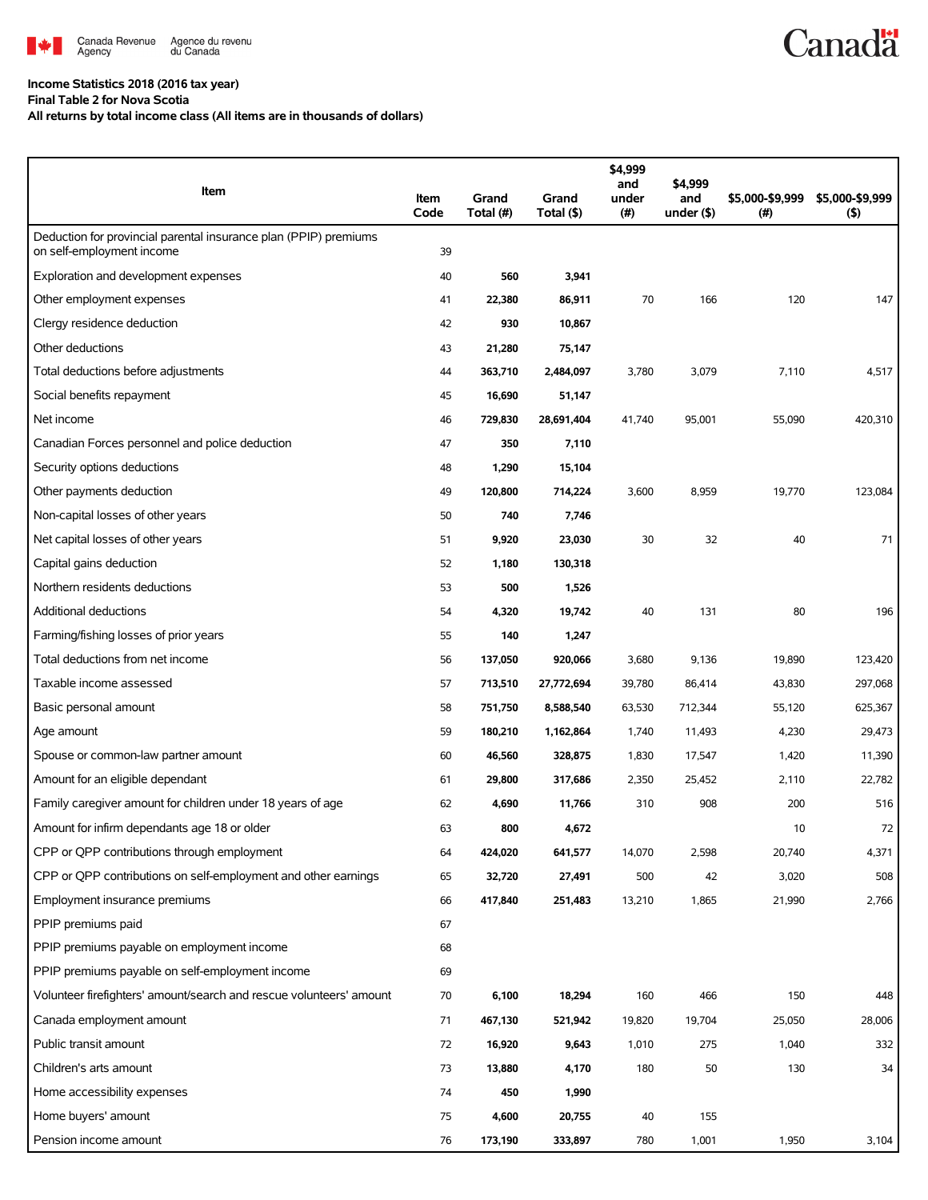**Income Statistics 2018 (2016 tax year)**
**Final Table 2 for Nova Scotia**
**All returns by total income class (All items are in thousands of dollars)**

| Item | Item Code | Grand Total (#) | Grand Total ($) | $4,999 and under (#) | $4,999 and under ($) | $5,000-$9,999 (#) | $5,000-$9,999 ($) |
|---|---|---|---|---|---|---|---|
| Deduction for provincial parental insurance plan (PPIP) premiums on self-employment income | 39 | | | | | | |
| Exploration and development expenses | 40 | **560** | **3,941** | | | | |
| Other employment expenses | 41 | **22,380** | **86,911** | 70 | 166 | 120 | 147 |
| Clergy residence deduction | 42 | **930** | **10,867** | | | | |
| Other deductions | 43 | **21,280** | **75,147** | | | | |
| Total deductions before adjustments | 44 | **363,710** | **2,484,097** | 3,780 | 3,079 | 7,110 | 4,517 |
| Social benefits repayment | 45 | **16,690** | **51,147** | | | | |
| Net income | 46 | **729,830** | **28,691,404** | 41,740 | 95,001 | 55,090 | 420,310 |
| Canadian Forces personnel and police deduction | 47 | **350** | **7,110** | | | | |
| Security options deductions | 48 | **1,290** | **15,104** | | | | |
| Other payments deduction | 49 | **120,800** | **714,224** | 3,600 | 8,959 | 19,770 | 123,084 |
| Non-capital losses of other years | 50 | **740** | **7,746** | | | | |
| Net capital losses of other years | 51 | **9,920** | **23,030** | 30 | 32 | 40 | 71 |
| Capital gains deduction | 52 | **1,180** | **130,318** | | | | |
| Northern residents deductions | 53 | **500** | **1,526** | | | | |
| Additional deductions | 54 | **4,320** | **19,742** | 40 | 131 | 80 | 196 |
| Farming/fishing losses of prior years | 55 | **140** | **1,247** | | | | |
| Total deductions from net income | 56 | **137,050** | **920,066** | 3,680 | 9,136 | 19,890 | 123,420 |
| Taxable income assessed | 57 | **713,510** | **27,772,694** | 39,780 | 86,414 | 43,830 | 297,068 |
| Basic personal amount | 58 | **751,750** | **8,588,540** | 63,530 | 712,344 | 55,120 | 625,367 |
| Age amount | 59 | **180,210** | **1,162,864** | 1,740 | 11,493 | 4,230 | 29,473 |
| Spouse or common-law partner amount | 60 | **46,560** | **328,875** | 1,830 | 17,547 | 1,420 | 11,390 |
| Amount for an eligible dependant | 61 | **29,800** | **317,686** | 2,350 | 25,452 | 2,110 | 22,782 |
| Family caregiver amount for children under 18 years of age | 62 | **4,690** | **11,766** | 310 | 908 | 200 | 516 |
| Amount for infirm dependants age 18 or older | 63 | **800** | **4,672** | | | 10 | 72 |
| CPP or QPP contributions through employment | 64 | **424,020** | **641,577** | 14,070 | 2,598 | 20,740 | 4,371 |
| CPP or QPP contributions on self-employment and other earnings | 65 | **32,720** | **27,491** | 500 | 42 | 3,020 | 508 |
| Employment insurance premiums | 66 | **417,840** | **251,483** | 13,210 | 1,865 | 21,990 | 2,766 |
| PPIP premiums paid | 67 | | | | | | |
| PPIP premiums payable on employment income | 68 | | | | | | |
| PPIP premiums payable on self-employment income | 69 | | | | | | |
| Volunteer firefighters' amount/search and rescue volunteers' amount | 70 | **6,100** | **18,294** | 160 | 466 | 150 | 448 |
| Canada employment amount | 71 | **467,130** | **521,942** | 19,820 | 19,704 | 25,050 | 28,006 |
| Public transit amount | 72 | **16,920** | **9,643** | 1,010 | 275 | 1,040 | 332 |
| Children's arts amount | 73 | **13,880** | **4,170** | 180 | 50 | 130 | 34 |
| Home accessibility expenses | 74 | **450** | **1,990** | | | | |
| Home buyers' amount | 75 | **4,600** | **20,755** | 40 | 155 | | |
| Pension income amount | 76 | **173,190** | **333,897** | 780 | 1,001 | 1,950 | 3,104 |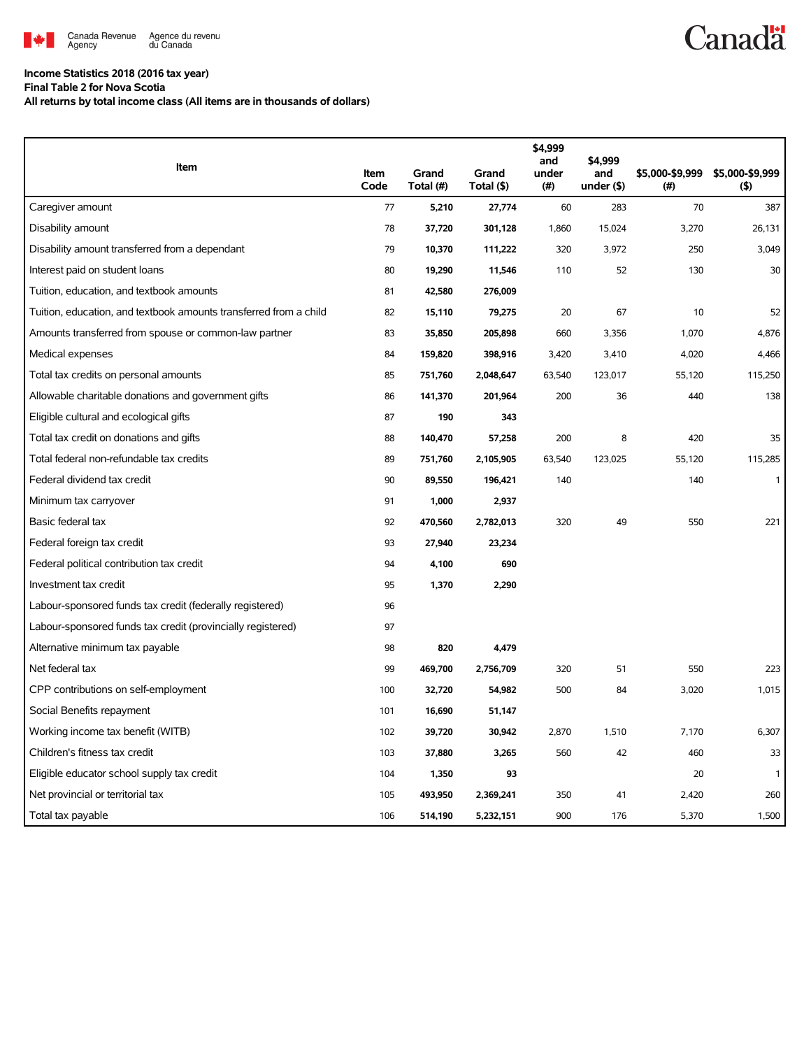Income Statistics 2018 (2016 tax year)
Final Table 2 for Nova Scotia
All returns by total income class (All items are in thousands of dollars)

| Item | Item Code | Grand Total (#) | Grand Total ($) | $4,999 and under (#) | $4,999 and under ($) | $5,000-$9,999 (#) | $5,000-$9,999 ($) |
|---|---|---|---|---|---|---|---|
| Caregiver amount | 77 | 5,210 | 27,774 | 60 | 283 | 70 | 387 |
| Disability amount | 78 | 37,720 | 301,128 | 1,860 | 15,024 | 3,270 | 26,131 |
| Disability amount transferred from a dependant | 79 | 10,370 | 111,222 | 320 | 3,972 | 250 | 3,049 |
| Interest paid on student loans | 80 | 19,290 | 11,546 | 110 | 52 | 130 | 30 |
| Tuition, education, and textbook amounts | 81 | 42,580 | 276,009 | | | | |
| Tuition, education, and textbook amounts transferred from a child | 82 | 15,110 | 79,275 | 20 | 67 | 10 | 52 |
| Amounts transferred from spouse or common-law partner | 83 | 35,850 | 205,898 | 660 | 3,356 | 1,070 | 4,876 |
| Medical expenses | 84 | 159,820 | 398,916 | 3,420 | 3,410 | 4,020 | 4,466 |
| Total tax credits on personal amounts | 85 | 751,760 | 2,048,647 | 63,540 | 123,017 | 55,120 | 115,250 |
| Allowable charitable donations and government gifts | 86 | 141,370 | 201,964 | 200 | 36 | 440 | 138 |
| Eligible cultural and ecological gifts | 87 | 190 | 343 | | | | |
| Total tax credit on donations and gifts | 88 | 140,470 | 57,258 | 200 | 8 | 420 | 35 |
| Total federal non-refundable tax credits | 89 | 751,760 | 2,105,905 | 63,540 | 123,025 | 55,120 | 115,285 |
| Federal dividend tax credit | 90 | 89,550 | 196,421 | 140 | | 140 | 1 |
| Minimum tax carryover | 91 | 1,000 | 2,937 | | | | |
| Basic federal tax | 92 | 470,560 | 2,782,013 | 320 | 49 | 550 | 221 |
| Federal foreign tax credit | 93 | 27,940 | 23,234 | | | | |
| Federal political contribution tax credit | 94 | 4,100 | 690 | | | | |
| Investment tax credit | 95 | 1,370 | 2,290 | | | | |
| Labour-sponsored funds tax credit (federally registered) | 96 | | | | | | |
| Labour-sponsored funds tax credit (provincially registered) | 97 | | | | | | |
| Alternative minimum tax payable | 98 | 820 | 4,479 | | | | |
| Net federal tax | 99 | 469,700 | 2,756,709 | 320 | 51 | 550 | 223 |
| CPP contributions on self-employment | 100 | 32,720 | 54,982 | 500 | 84 | 3,020 | 1,015 |
| Social Benefits repayment | 101 | 16,690 | 51,147 | | | | |
| Working income tax benefit (WITB) | 102 | 39,720 | 30,942 | 2,870 | 1,510 | 7,170 | 6,307 |
| Children's fitness tax credit | 103 | 37,880 | 3,265 | 560 | 42 | 460 | 33 |
| Eligible educator school supply tax credit | 104 | 1,350 | 93 | | | 20 | 1 |
| Net provincial or territorial tax | 105 | 493,950 | 2,369,241 | 350 | 41 | 2,420 | 260 |
| Total tax payable | 106 | 514,190 | 5,232,151 | 900 | 176 | 5,370 | 1,500 |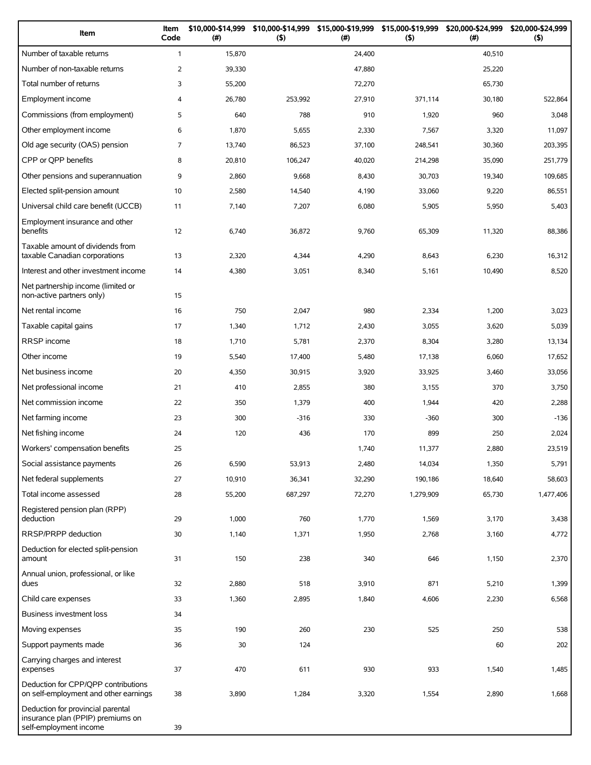| Item | Item Code | $10,000-$14,999 (#) | $10,000-$14,999 ($) | $15,000-$19,999 (#) | $15,000-$19,999 ($) | $20,000-$24,999 (#) | $20,000-$24,999 ($) |
|---|---|---|---|---|---|---|---|
| Number of taxable returns | 1 | 15,870 | | 24,400 | | 40,510 | |
| Number of non-taxable returns | 2 | 39,330 | | 47,880 | | 25,220 | |
| Total number of returns | 3 | 55,200 | | 72,270 | | 65,730 | |
| Employment income | 4 | 26,780 | 253,992 | 27,910 | 371,114 | 30,180 | 522,864 |
| Commissions (from employment) | 5 | 640 | 788 | 910 | 1,920 | 960 | 3,048 |
| Other employment income | 6 | 1,870 | 5,655 | 2,330 | 7,567 | 3,320 | 11,097 |
| Old age security (OAS) pension | 7 | 13,740 | 86,523 | 37,100 | 248,541 | 30,360 | 203,395 |
| CPP or QPP benefits | 8 | 20,810 | 106,247 | 40,020 | 214,298 | 35,090 | 251,779 |
| Other pensions and superannuation | 9 | 2,860 | 9,668 | 8,430 | 30,703 | 19,340 | 109,685 |
| Elected split-pension amount | 10 | 2,580 | 14,540 | 4,190 | 33,060 | 9,220 | 86,551 |
| Universal child care benefit (UCCB) | 11 | 7,140 | 7,207 | 6,080 | 5,905 | 5,950 | 5,403 |
| Employment insurance and other benefits | 12 | 6,740 | 36,872 | 9,760 | 65,309 | 11,320 | 88,386 |
| Taxable amount of dividends from taxable Canadian corporations | 13 | 2,320 | 4,344 | 4,290 | 8,643 | 6,230 | 16,312 |
| Interest and other investment income | 14 | 4,380 | 3,051 | 8,340 | 5,161 | 10,490 | 8,520 |
| Net partnership income (limited or non-active partners only) | 15 | | | | | | |
| Net rental income | 16 | 750 | 2,047 | 980 | 2,334 | 1,200 | 3,023 |
| Taxable capital gains | 17 | 1,340 | 1,712 | 2,430 | 3,055 | 3,620 | 5,039 |
| RRSP income | 18 | 1,710 | 5,781 | 2,370 | 8,304 | 3,280 | 13,134 |
| Other income | 19 | 5,540 | 17,400 | 5,480 | 17,138 | 6,060 | 17,652 |
| Net business income | 20 | 4,350 | 30,915 | 3,920 | 33,925 | 3,460 | 33,056 |
| Net professional income | 21 | 410 | 2,855 | 380 | 3,155 | 370 | 3,750 |
| Net commission income | 22 | 350 | 1,379 | 400 | 1,944 | 420 | 2,288 |
| Net farming income | 23 | 300 | -316 | 330 | -360 | 300 | -136 |
| Net fishing income | 24 | 120 | 436 | 170 | 899 | 250 | 2,024 |
| Workers' compensation benefits | 25 | | | 1,740 | 11,377 | 2,880 | 23,519 |
| Social assistance payments | 26 | 6,590 | 53,913 | 2,480 | 14,034 | 1,350 | 5,791 |
| Net federal supplements | 27 | 10,910 | 36,341 | 32,290 | 190,186 | 18,640 | 58,603 |
| Total income assessed | 28 | 55,200 | 687,297 | 72,270 | 1,279,909 | 65,730 | 1,477,406 |
| Registered pension plan (RPP) deduction | 29 | 1,000 | 760 | 1,770 | 1,569 | 3,170 | 3,438 |
| RRSP/PRPP deduction | 30 | 1,140 | 1,371 | 1,950 | 2,768 | 3,160 | 4,772 |
| Deduction for elected split-pension amount | 31 | 150 | 238 | 340 | 646 | 1,150 | 2,370 |
| Annual union, professional, or like dues | 32 | 2,880 | 518 | 3,910 | 871 | 5,210 | 1,399 |
| Child care expenses | 33 | 1,360 | 2,895 | 1,840 | 4,606 | 2,230 | 6,568 |
| Business investment loss | 34 | | | | | | |
| Moving expenses | 35 | 190 | 260 | 230 | 525 | 250 | 538 |
| Support payments made | 36 | 30 | 124 | | | 60 | 202 |
| Carrying charges and interest expenses | 37 | 470 | 611 | 930 | 933 | 1,540 | 1,485 |
| Deduction for CPP/QPP contributions on self-employment and other earnings | 38 | 3,890 | 1,284 | 3,320 | 1,554 | 2,890 | 1,668 |
| Deduction for provincial parental insurance plan (PPIP) premiums on self-employment income | 39 | | | | | | |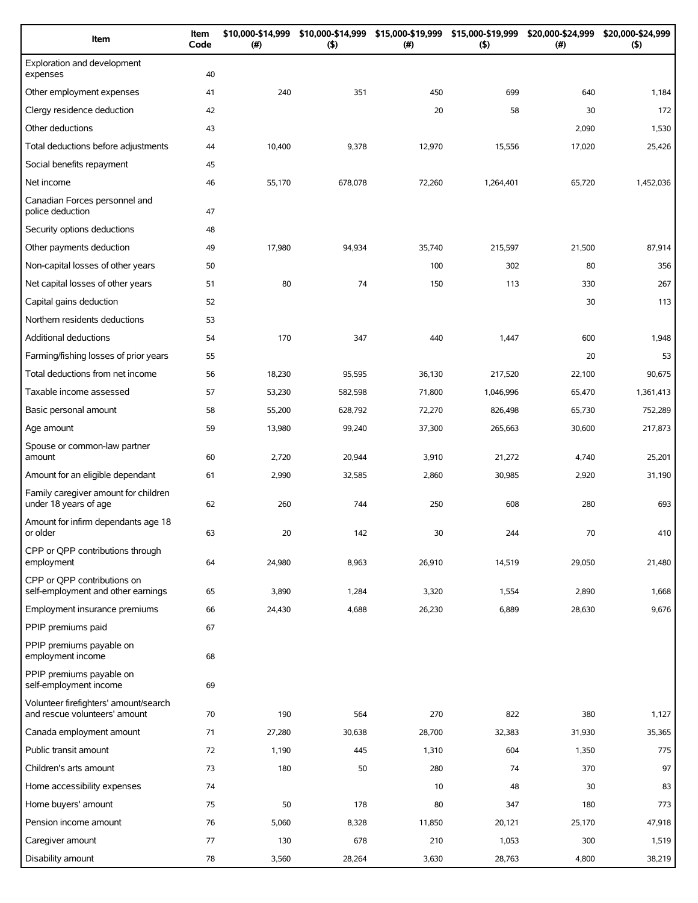| Item | Item Code | $10,000-$14,999 (#) | $10,000-$14,999 ($) | $15,000-$19,999 (#) | $15,000-$19,999 ($) | $20,000-$24,999 (#) | $20,000-$24,999 ($) |
|---|---|---|---|---|---|---|---|
| Exploration and development expenses | 40 | | | | | | |
| Other employment expenses | 41 | 240 | 351 | 450 | 699 | 640 | 1,184 |
| Clergy residence deduction | 42 | | | 20 | 58 | 30 | 172 |
| Other deductions | 43 | | | | | 2,090 | 1,530 |
| Total deductions before adjustments | 44 | 10,400 | 9,378 | 12,970 | 15,556 | 17,020 | 25,426 |
| Social benefits repayment | 45 | | | | | | |
| Net income | 46 | 55,170 | 678,078 | 72,260 | 1,264,401 | 65,720 | 1,452,036 |
| Canadian Forces personnel and police deduction | 47 | | | | | | |
| Security options deductions | 48 | | | | | | |
| Other payments deduction | 49 | 17,980 | 94,934 | 35,740 | 215,597 | 21,500 | 87,914 |
| Non-capital losses of other years | 50 | | | 100 | 302 | 80 | 356 |
| Net capital losses of other years | 51 | 80 | 74 | 150 | 113 | 330 | 267 |
| Capital gains deduction | 52 | | | | | 30 | 113 |
| Northern residents deductions | 53 | | | | | | |
| Additional deductions | 54 | 170 | 347 | 440 | 1,447 | 600 | 1,948 |
| Farming/fishing losses of prior years | 55 | | | | | 20 | 53 |
| Total deductions from net income | 56 | 18,230 | 95,595 | 36,130 | 217,520 | 22,100 | 90,675 |
| Taxable income assessed | 57 | 53,230 | 582,598 | 71,800 | 1,046,996 | 65,470 | 1,361,413 |
| Basic personal amount | 58 | 55,200 | 628,792 | 72,270 | 826,498 | 65,730 | 752,289 |
| Age amount | 59 | 13,980 | 99,240 | 37,300 | 265,663 | 30,600 | 217,873 |
| Spouse or common-law partner amount | 60 | 2,720 | 20,944 | 3,910 | 21,272 | 4,740 | 25,201 |
| Amount for an eligible dependant | 61 | 2,990 | 32,585 | 2,860 | 30,985 | 2,920 | 31,190 |
| Family caregiver amount for children under 18 years of age | 62 | 260 | 744 | 250 | 608 | 280 | 693 |
| Amount for infirm dependants age 18 or older | 63 | 20 | 142 | 30 | 244 | 70 | 410 |
| CPP or QPP contributions through employment | 64 | 24,980 | 8,963 | 26,910 | 14,519 | 29,050 | 21,480 |
| CPP or QPP contributions on self-employment and other earnings | 65 | 3,890 | 1,284 | 3,320 | 1,554 | 2,890 | 1,668 |
| Employment insurance premiums | 66 | 24,430 | 4,688 | 26,230 | 6,889 | 28,630 | 9,676 |
| PPIP premiums paid | 67 | | | | | | |
| PPIP premiums payable on employment income | 68 | | | | | | |
| PPIP premiums payable on self-employment income | 69 | | | | | | |
| Volunteer firefighters' amount/search and rescue volunteers' amount | 70 | 190 | 564 | 270 | 822 | 380 | 1,127 |
| Canada employment amount | 71 | 27,280 | 30,638 | 28,700 | 32,383 | 31,930 | 35,365 |
| Public transit amount | 72 | 1,190 | 445 | 1,310 | 604 | 1,350 | 775 |
| Children's arts amount | 73 | 180 | 50 | 280 | 74 | 370 | 97 |
| Home accessibility expenses | 74 | | | 10 | 48 | 30 | 83 |
| Home buyers' amount | 75 | 50 | 178 | 80 | 347 | 180 | 773 |
| Pension income amount | 76 | 5,060 | 8,328 | 11,850 | 20,121 | 25,170 | 47,918 |
| Caregiver amount | 77 | 130 | 678 | 210 | 1,053 | 300 | 1,519 |
| Disability amount | 78 | 3,560 | 28,264 | 3,630 | 28,763 | 4,800 | 38,219 |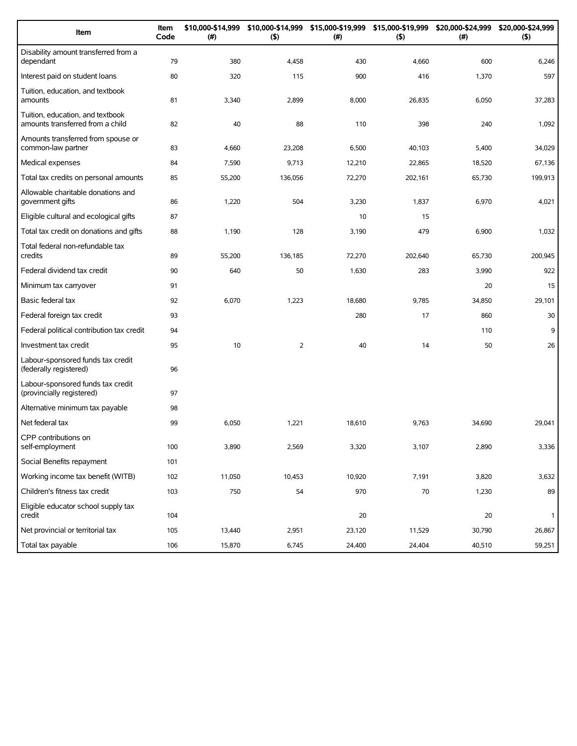| Item | Item Code | $10,000-$14,999 (#) | $10,000-$14,999 ($) | $15,000-$19,999 (#) | $15,000-$19,999 ($) | $20,000-$24,999 (#) | $20,000-$24,999 ($) |
|---|---|---|---|---|---|---|---|
| Disability amount transferred from a dependant | 79 | 380 | 4,458 | 430 | 4,660 | 600 | 6,246 |
| Interest paid on student loans | 80 | 320 | 115 | 900 | 416 | 1,370 | 597 |
| Tuition, education, and textbook amounts | 81 | 3,340 | 2,899 | 8,000 | 26,835 | 6,050 | 37,283 |
| Tuition, education, and textbook amounts transferred from a child | 82 | 40 | 88 | 110 | 398 | 240 | 1,092 |
| Amounts transferred from spouse or common-law partner | 83 | 4,660 | 23,208 | 6,500 | 40,103 | 5,400 | 34,029 |
| Medical expenses | 84 | 7,590 | 9,713 | 12,210 | 22,865 | 18,520 | 67,136 |
| Total tax credits on personal amounts | 85 | 55,200 | 136,056 | 72,270 | 202,161 | 65,730 | 199,913 |
| Allowable charitable donations and government gifts | 86 | 1,220 | 504 | 3,230 | 1,837 | 6,970 | 4,021 |
| Eligible cultural and ecological gifts | 87 | | | 10 | 15 | | |
| Total tax credit on donations and gifts | 88 | 1,190 | 128 | 3,190 | 479 | 6,900 | 1,032 |
| Total federal non-refundable tax credits | 89 | 55,200 | 136,185 | 72,270 | 202,640 | 65,730 | 200,945 |
| Federal dividend tax credit | 90 | 640 | 50 | 1,630 | 283 | 3,990 | 922 |
| Minimum tax carryover | 91 | | | | | 20 | 15 |
| Basic federal tax | 92 | 6,070 | 1,223 | 18,680 | 9,785 | 34,850 | 29,101 |
| Federal foreign tax credit | 93 | | | 280 | 17 | 860 | 30 |
| Federal political contribution tax credit | 94 | | | | | 110 | 9 |
| Investment tax credit | 95 | 10 | 2 | 40 | 14 | 50 | 26 |
| Labour-sponsored funds tax credit (federally registered) | 96 | | | | | | |
| Labour-sponsored funds tax credit (provincially registered) | 97 | | | | | | |
| Alternative minimum tax payable | 98 | | | | | | |
| Net federal tax | 99 | 6,050 | 1,221 | 18,610 | 9,763 | 34,690 | 29,041 |
| CPP contributions on self-employment | 100 | 3,890 | 2,569 | 3,320 | 3,107 | 2,890 | 3,336 |
| Social Benefits repayment | 101 | | | | | | |
| Working income tax benefit (WITB) | 102 | 11,050 | 10,453 | 10,920 | 7,191 | 3,820 | 3,632 |
| Children's fitness tax credit | 103 | 750 | 54 | 970 | 70 | 1,230 | 89 |
| Eligible educator school supply tax credit | 104 | | | 20 | | 20 | 1 |
| Net provincial or territorial tax | 105 | 13,440 | 2,951 | 23,120 | 11,529 | 30,790 | 26,867 |
| Total tax payable | 106 | 15,870 | 6,745 | 24,400 | 24,404 | 40,510 | 59,251 |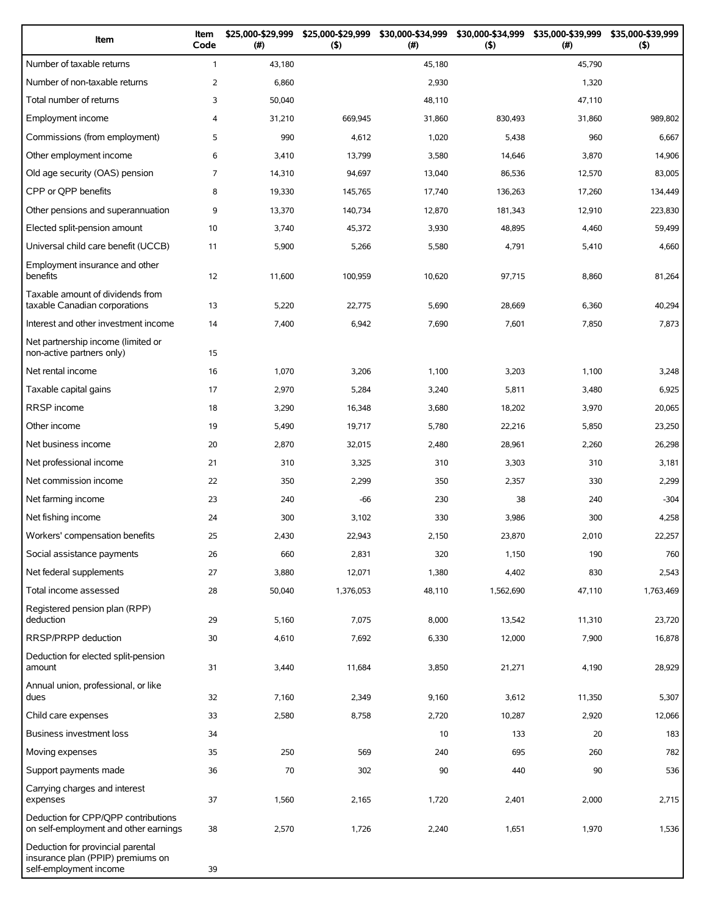| Item | Item Code | $25,000-$29,999 (#) | $25,000-$29,999 ($) | $30,000-$34,999 (#) | $30,000-$34,999 ($) | $35,000-$39,999 (#) | $35,000-$39,999 ($) |
|---|---|---|---|---|---|---|---|
| Number of taxable returns | 1 | 43,180 | | 45,180 | | 45,790 | |
| Number of non-taxable returns | 2 | 6,860 | | 2,930 | | 1,320 | |
| Total number of returns | 3 | 50,040 | | 48,110 | | 47,110 | |
| Employment income | 4 | 31,210 | 669,945 | 31,860 | 830,493 | 31,860 | 989,802 |
| Commissions (from employment) | 5 | 990 | 4,612 | 1,020 | 5,438 | 960 | 6,667 |
| Other employment income | 6 | 3,410 | 13,799 | 3,580 | 14,646 | 3,870 | 14,906 |
| Old age security (OAS) pension | 7 | 14,310 | 94,697 | 13,040 | 86,536 | 12,570 | 83,005 |
| CPP or QPP benefits | 8 | 19,330 | 145,765 | 17,740 | 136,263 | 17,260 | 134,449 |
| Other pensions and superannuation | 9 | 13,370 | 140,734 | 12,870 | 181,343 | 12,910 | 223,830 |
| Elected split-pension amount | 10 | 3,740 | 45,372 | 3,930 | 48,895 | 4,460 | 59,499 |
| Universal child care benefit (UCCB) | 11 | 5,900 | 5,266 | 5,580 | 4,791 | 5,410 | 4,660 |
| Employment insurance and other benefits | 12 | 11,600 | 100,959 | 10,620 | 97,715 | 8,860 | 81,264 |
| Taxable amount of dividends from taxable Canadian corporations | 13 | 5,220 | 22,775 | 5,690 | 28,669 | 6,360 | 40,294 |
| Interest and other investment income | 14 | 7,400 | 6,942 | 7,690 | 7,601 | 7,850 | 7,873 |
| Net partnership income (limited or non-active partners only) | 15 | | | | | | |
| Net rental income | 16 | 1,070 | 3,206 | 1,100 | 3,203 | 1,100 | 3,248 |
| Taxable capital gains | 17 | 2,970 | 5,284 | 3,240 | 5,811 | 3,480 | 6,925 |
| RRSP income | 18 | 3,290 | 16,348 | 3,680 | 18,202 | 3,970 | 20,065 |
| Other income | 19 | 5,490 | 19,717 | 5,780 | 22,216 | 5,850 | 23,250 |
| Net business income | 20 | 2,870 | 32,015 | 2,480 | 28,961 | 2,260 | 26,298 |
| Net professional income | 21 | 310 | 3,325 | 310 | 3,303 | 310 | 3,181 |
| Net commission income | 22 | 350 | 2,299 | 350 | 2,357 | 330 | 2,299 |
| Net farming income | 23 | 240 | -66 | 230 | 38 | 240 | -304 |
| Net fishing income | 24 | 300 | 3,102 | 330 | 3,986 | 300 | 4,258 |
| Workers' compensation benefits | 25 | 2,430 | 22,943 | 2,150 | 23,870 | 2,010 | 22,257 |
| Social assistance payments | 26 | 660 | 2,831 | 320 | 1,150 | 190 | 760 |
| Net federal supplements | 27 | 3,880 | 12,071 | 1,380 | 4,402 | 830 | 2,543 |
| Total income assessed | 28 | 50,040 | 1,376,053 | 48,110 | 1,562,690 | 47,110 | 1,763,469 |
| Registered pension plan (RPP) deduction | 29 | 5,160 | 7,075 | 8,000 | 13,542 | 11,310 | 23,720 |
| RRSP/PRPP deduction | 30 | 4,610 | 7,692 | 6,330 | 12,000 | 7,900 | 16,878 |
| Deduction for elected split-pension amount | 31 | 3,440 | 11,684 | 3,850 | 21,271 | 4,190 | 28,929 |
| Annual union, professional, or like dues | 32 | 7,160 | 2,349 | 9,160 | 3,612 | 11,350 | 5,307 |
| Child care expenses | 33 | 2,580 | 8,758 | 2,720 | 10,287 | 2,920 | 12,066 |
| Business investment loss | 34 | | | 10 | 133 | 20 | 183 |
| Moving expenses | 35 | 250 | 569 | 240 | 695 | 260 | 782 |
| Support payments made | 36 | 70 | 302 | 90 | 440 | 90 | 536 |
| Carrying charges and interest expenses | 37 | 1,560 | 2,165 | 1,720 | 2,401 | 2,000 | 2,715 |
| Deduction for CPP/QPP contributions on self-employment and other earnings | 38 | 2,570 | 1,726 | 2,240 | 1,651 | 1,970 | 1,536 |
| Deduction for provincial parental insurance plan (PPIP) premiums on self-employment income | 39 | | | | | | |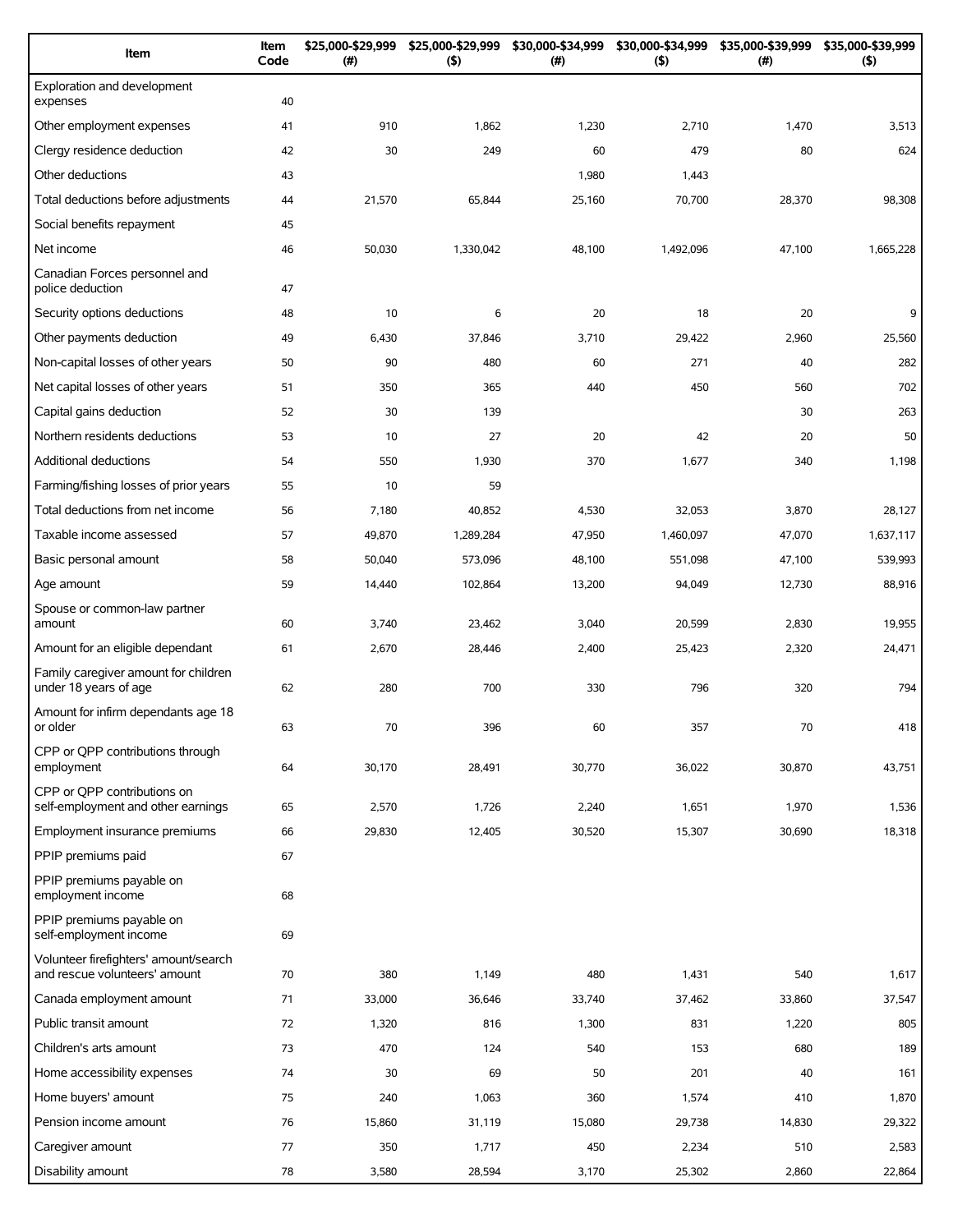| Item | Item Code | $25,000-$29,999 (#) | $25,000-$29,999 ($) | $30,000-$34,999 (#) | $30,000-$34,999 ($) | $35,000-$39,999 (#) | $35,000-$39,999 ($) |
|---|---|---|---|---|---|---|---|
| Exploration and development expenses | 40 | | | | | | |
| Other employment expenses | 41 | 910 | 1,862 | 1,230 | 2,710 | 1,470 | 3,513 |
| Clergy residence deduction | 42 | 30 | 249 | 60 | 479 | 80 | 624 |
| Other deductions | 43 | | | 1,980 | 1,443 | | |
| Total deductions before adjustments | 44 | 21,570 | 65,844 | 25,160 | 70,700 | 28,370 | 98,308 |
| Social benefits repayment | 45 | | | | | | |
| Net income | 46 | 50,030 | 1,330,042 | 48,100 | 1,492,096 | 47,100 | 1,665,228 |
| Canadian Forces personnel and police deduction | 47 | | | | | | |
| Security options deductions | 48 | 10 | 6 | 20 | 18 | 20 | 9 |
| Other payments deduction | 49 | 6,430 | 37,846 | 3,710 | 29,422 | 2,960 | 25,560 |
| Non-capital losses of other years | 50 | 90 | 480 | 60 | 271 | 40 | 282 |
| Net capital losses of other years | 51 | 350 | 365 | 440 | 450 | 560 | 702 |
| Capital gains deduction | 52 | 30 | 139 | | | 30 | 263 |
| Northern residents deductions | 53 | 10 | 27 | 20 | 42 | 20 | 50 |
| Additional deductions | 54 | 550 | 1,930 | 370 | 1,677 | 340 | 1,198 |
| Farming/fishing losses of prior years | 55 | 10 | 59 | | | | |
| Total deductions from net income | 56 | 7,180 | 40,852 | 4,530 | 32,053 | 3,870 | 28,127 |
| Taxable income assessed | 57 | 49,870 | 1,289,284 | 47,950 | 1,460,097 | 47,070 | 1,637,117 |
| Basic personal amount | 58 | 50,040 | 573,096 | 48,100 | 551,098 | 47,100 | 539,993 |
| Age amount | 59 | 14,440 | 102,864 | 13,200 | 94,049 | 12,730 | 88,916 |
| Spouse or common-law partner amount | 60 | 3,740 | 23,462 | 3,040 | 20,599 | 2,830 | 19,955 |
| Amount for an eligible dependant | 61 | 2,670 | 28,446 | 2,400 | 25,423 | 2,320 | 24,471 |
| Family caregiver amount for children under 18 years of age | 62 | 280 | 700 | 330 | 796 | 320 | 794 |
| Amount for infirm dependants age 18 or older | 63 | 70 | 396 | 60 | 357 | 70 | 418 |
| CPP or QPP contributions through employment | 64 | 30,170 | 28,491 | 30,770 | 36,022 | 30,870 | 43,751 |
| CPP or QPP contributions on self-employment and other earnings | 65 | 2,570 | 1,726 | 2,240 | 1,651 | 1,970 | 1,536 |
| Employment insurance premiums | 66 | 29,830 | 12,405 | 30,520 | 15,307 | 30,690 | 18,318 |
| PPIP premiums paid | 67 | | | | | | |
| PPIP premiums payable on employment income | 68 | | | | | | |
| PPIP premiums payable on self-employment income | 69 | | | | | | |
| Volunteer firefighters' amount/search and rescue volunteers' amount | 70 | 380 | 1,149 | 480 | 1,431 | 540 | 1,617 |
| Canada employment amount | 71 | 33,000 | 36,646 | 33,740 | 37,462 | 33,860 | 37,547 |
| Public transit amount | 72 | 1,320 | 816 | 1,300 | 831 | 1,220 | 805 |
| Children's arts amount | 73 | 470 | 124 | 540 | 153 | 680 | 189 |
| Home accessibility expenses | 74 | 30 | 69 | 50 | 201 | 40 | 161 |
| Home buyers' amount | 75 | 240 | 1,063 | 360 | 1,574 | 410 | 1,870 |
| Pension income amount | 76 | 15,860 | 31,119 | 15,080 | 29,738 | 14,830 | 29,322 |
| Caregiver amount | 77 | 350 | 1,717 | 450 | 2,234 | 510 | 2,583 |
| Disability amount | 78 | 3,580 | 28,594 | 3,170 | 25,302 | 2,860 | 22,864 |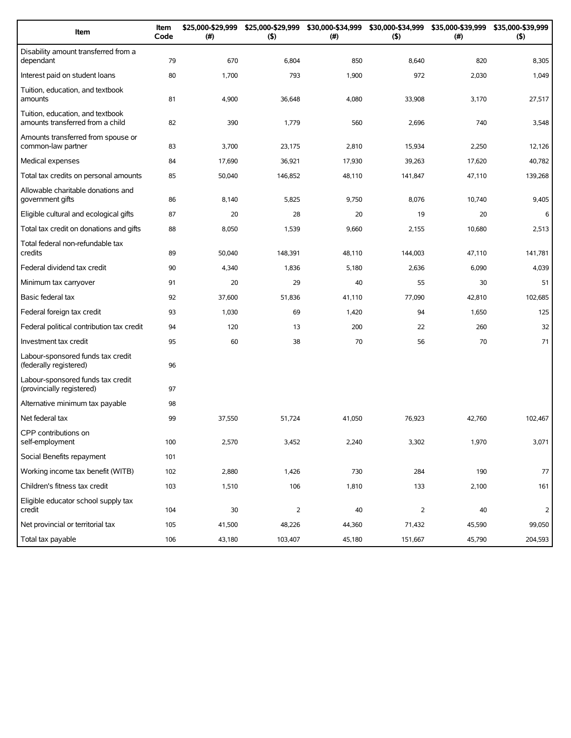| Item | Item Code | $25,000-$29,999 (#) | $25,000-$29,999 ($) | $30,000-$34,999 (#) | $30,000-$34,999 ($) | $35,000-$39,999 (#) | $35,000-$39,999 ($) |
|---|---|---|---|---|---|---|---|
| Disability amount transferred from a dependant | 79 | 670 | 6,804 | 850 | 8,640 | 820 | 8,305 |
| Interest paid on student loans | 80 | 1,700 | 793 | 1,900 | 972 | 2,030 | 1,049 |
| Tuition, education, and textbook amounts | 81 | 4,900 | 36,648 | 4,080 | 33,908 | 3,170 | 27,517 |
| Tuition, education, and textbook amounts transferred from a child | 82 | 390 | 1,779 | 560 | 2,696 | 740 | 3,548 |
| Amounts transferred from spouse or common-law partner | 83 | 3,700 | 23,175 | 2,810 | 15,934 | 2,250 | 12,126 |
| Medical expenses | 84 | 17,690 | 36,921 | 17,930 | 39,263 | 17,620 | 40,782 |
| Total tax credits on personal amounts | 85 | 50,040 | 146,852 | 48,110 | 141,847 | 47,110 | 139,268 |
| Allowable charitable donations and government gifts | 86 | 8,140 | 5,825 | 9,750 | 8,076 | 10,740 | 9,405 |
| Eligible cultural and ecological gifts | 87 | 20 | 28 | 20 | 19 | 20 | 6 |
| Total tax credit on donations and gifts | 88 | 8,050 | 1,539 | 9,660 | 2,155 | 10,680 | 2,513 |
| Total federal non-refundable tax credits | 89 | 50,040 | 148,391 | 48,110 | 144,003 | 47,110 | 141,781 |
| Federal dividend tax credit | 90 | 4,340 | 1,836 | 5,180 | 2,636 | 6,090 | 4,039 |
| Minimum tax carryover | 91 | 20 | 29 | 40 | 55 | 30 | 51 |
| Basic federal tax | 92 | 37,600 | 51,836 | 41,110 | 77,090 | 42,810 | 102,685 |
| Federal foreign tax credit | 93 | 1,030 | 69 | 1,420 | 94 | 1,650 | 125 |
| Federal political contribution tax credit | 94 | 120 | 13 | 200 | 22 | 260 | 32 |
| Investment tax credit | 95 | 60 | 38 | 70 | 56 | 70 | 71 |
| Labour-sponsored funds tax credit (federally registered) | 96 | | | | | | |
| Labour-sponsored funds tax credit (provincially registered) | 97 | | | | | | |
| Alternative minimum tax payable | 98 | | | | | | |
| Net federal tax | 99 | 37,550 | 51,724 | 41,050 | 76,923 | 42,760 | 102,467 |
| CPP contributions on self-employment | 100 | 2,570 | 3,452 | 2,240 | 3,302 | 1,970 | 3,071 |
| Social Benefits repayment | 101 | | | | | | |
| Working income tax benefit (WITB) | 102 | 2,880 | 1,426 | 730 | 284 | 190 | 77 |
| Children's fitness tax credit | 103 | 1,510 | 106 | 1,810 | 133 | 2,100 | 161 |
| Eligible educator school supply tax credit | 104 | 30 | 2 | 40 | 2 | 40 | 2 |
| Net provincial or territorial tax | 105 | 41,500 | 48,226 | 44,360 | 71,432 | 45,590 | 99,050 |
| Total tax payable | 106 | 43,180 | 103,407 | 45,180 | 151,667 | 45,790 | 204,593 |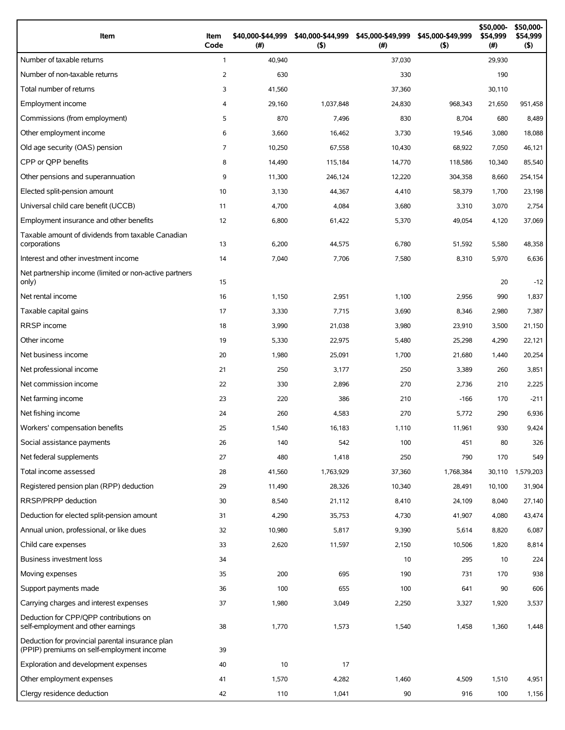| Item | Item Code | $40,000-$44,999 (#) | $40,000-$44,999 ($) | $45,000-$49,999 (#) | $45,000-$49,999 ($) | $50,000-$54,999 (#) | $50,000-$54,999 ($) |
|---|---|---|---|---|---|---|---|
| Number of taxable returns | 1 | 40,940 | | 37,030 | | 29,930 | |
| Number of non-taxable returns | 2 | 630 | | 330 | | 190 | |
| Total number of returns | 3 | 41,560 | | 37,360 | | 30,110 | |
| Employment income | 4 | 29,160 | 1,037,848 | 24,830 | 968,343 | 21,650 | 951,458 |
| Commissions (from employment) | 5 | 870 | 7,496 | 830 | 8,704 | 680 | 8,489 |
| Other employment income | 6 | 3,660 | 16,462 | 3,730 | 19,546 | 3,080 | 18,088 |
| Old age security (OAS) pension | 7 | 10,250 | 67,558 | 10,430 | 68,922 | 7,050 | 46,121 |
| CPP or QPP benefits | 8 | 14,490 | 115,184 | 14,770 | 118,586 | 10,340 | 85,540 |
| Other pensions and superannuation | 9 | 11,300 | 246,124 | 12,220 | 304,358 | 8,660 | 254,154 |
| Elected split-pension amount | 10 | 3,130 | 44,367 | 4,410 | 58,379 | 1,700 | 23,198 |
| Universal child care benefit (UCCB) | 11 | 4,700 | 4,084 | 3,680 | 3,310 | 3,070 | 2,754 |
| Employment insurance and other benefits | 12 | 6,800 | 61,422 | 5,370 | 49,054 | 4,120 | 37,069 |
| Taxable amount of dividends from taxable Canadian corporations | 13 | 6,200 | 44,575 | 6,780 | 51,592 | 5,580 | 48,358 |
| Interest and other investment income | 14 | 7,040 | 7,706 | 7,580 | 8,310 | 5,970 | 6,636 |
| Net partnership income (limited or non-active partners only) | 15 | | | | | 20 | -12 |
| Net rental income | 16 | 1,150 | 2,951 | 1,100 | 2,956 | 990 | 1,837 |
| Taxable capital gains | 17 | 3,330 | 7,715 | 3,690 | 8,346 | 2,980 | 7,387 |
| RRSP income | 18 | 3,990 | 21,038 | 3,980 | 23,910 | 3,500 | 21,150 |
| Other income | 19 | 5,330 | 22,975 | 5,480 | 25,298 | 4,290 | 22,121 |
| Net business income | 20 | 1,980 | 25,091 | 1,700 | 21,680 | 1,440 | 20,254 |
| Net professional income | 21 | 250 | 3,177 | 250 | 3,389 | 260 | 3,851 |
| Net commission income | 22 | 330 | 2,896 | 270 | 2,736 | 210 | 2,225 |
| Net farming income | 23 | 220 | 386 | 210 | -166 | 170 | -211 |
| Net fishing income | 24 | 260 | 4,583 | 270 | 5,772 | 290 | 6,936 |
| Workers' compensation benefits | 25 | 1,540 | 16,183 | 1,110 | 11,961 | 930 | 9,424 |
| Social assistance payments | 26 | 140 | 542 | 100 | 451 | 80 | 326 |
| Net federal supplements | 27 | 480 | 1,418 | 250 | 790 | 170 | 549 |
| Total income assessed | 28 | 41,560 | 1,763,929 | 37,360 | 1,768,384 | 30,110 | 1,579,203 |
| Registered pension plan (RPP) deduction | 29 | 11,490 | 28,326 | 10,340 | 28,491 | 10,100 | 31,904 |
| RRSP/PRPP deduction | 30 | 8,540 | 21,112 | 8,410 | 24,109 | 8,040 | 27,140 |
| Deduction for elected split-pension amount | 31 | 4,290 | 35,753 | 4,730 | 41,907 | 4,080 | 43,474 |
| Annual union, professional, or like dues | 32 | 10,980 | 5,817 | 9,390 | 5,614 | 8,820 | 6,087 |
| Child care expenses | 33 | 2,620 | 11,597 | 2,150 | 10,506 | 1,820 | 8,814 |
| Business investment loss | 34 | | | 10 | 295 | 10 | 224 |
| Moving expenses | 35 | 200 | 695 | 190 | 731 | 170 | 938 |
| Support payments made | 36 | 100 | 655 | 100 | 641 | 90 | 606 |
| Carrying charges and interest expenses | 37 | 1,980 | 3,049 | 2,250 | 3,327 | 1,920 | 3,537 |
| Deduction for CPP/QPP contributions on self-employment and other earnings | 38 | 1,770 | 1,573 | 1,540 | 1,458 | 1,360 | 1,448 |
| Deduction for provincial parental insurance plan (PPIP) premiums on self-employment income | 39 | | | | | | |
| Exploration and development expenses | 40 | 10 | 17 | | | | |
| Other employment expenses | 41 | 1,570 | 4,282 | 1,460 | 4,509 | 1,510 | 4,951 |
| Clergy residence deduction | 42 | 110 | 1,041 | 90 | 916 | 100 | 1,156 |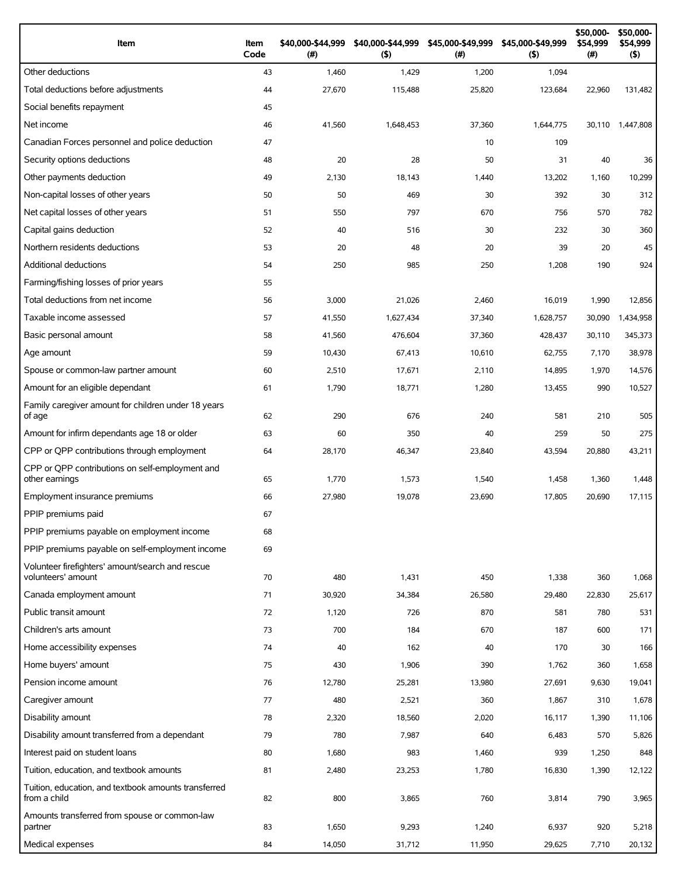| Item | Item Code | $40,000-$44,999 (#) | $40,000-$44,999 ($) | $45,000-$49,999 (#) | $45,000-$49,999 ($) | $50,000-$54,999 (#) | $50,000-$54,999 ($) |
|---|---|---|---|---|---|---|---|
| Other deductions | 43 | 1,460 | 1,429 | 1,200 | 1,094 | | |
| Total deductions before adjustments | 44 | 27,670 | 115,488 | 25,820 | 123,684 | 22,960 | 131,482 |
| Social benefits repayment | 45 | | | | | | |
| Net income | 46 | 41,560 | 1,648,453 | 37,360 | 1,644,775 | 30,110 | 1,447,808 |
| Canadian Forces personnel and police deduction | 47 | | | 10 | 109 | | |
| Security options deductions | 48 | 20 | 28 | 50 | 31 | 40 | 36 |
| Other payments deduction | 49 | 2,130 | 18,143 | 1,440 | 13,202 | 1,160 | 10,299 |
| Non-capital losses of other years | 50 | 50 | 469 | 30 | 392 | 30 | 312 |
| Net capital losses of other years | 51 | 550 | 797 | 670 | 756 | 570 | 782 |
| Capital gains deduction | 52 | 40 | 516 | 30 | 232 | 30 | 360 |
| Northern residents deductions | 53 | 20 | 48 | 20 | 39 | 20 | 45 |
| Additional deductions | 54 | 250 | 985 | 250 | 1,208 | 190 | 924 |
| Farming/fishing losses of prior years | 55 | | | | | | |
| Total deductions from net income | 56 | 3,000 | 21,026 | 2,460 | 16,019 | 1,990 | 12,856 |
| Taxable income assessed | 57 | 41,550 | 1,627,434 | 37,340 | 1,628,757 | 30,090 | 1,434,958 |
| Basic personal amount | 58 | 41,560 | 476,604 | 37,360 | 428,437 | 30,110 | 345,373 |
| Age amount | 59 | 10,430 | 67,413 | 10,610 | 62,755 | 7,170 | 38,978 |
| Spouse or common-law partner amount | 60 | 2,510 | 17,671 | 2,110 | 14,895 | 1,970 | 14,576 |
| Amount for an eligible dependant | 61 | 1,790 | 18,771 | 1,280 | 13,455 | 990 | 10,527 |
| Family caregiver amount for children under 18 years of age | 62 | 290 | 676 | 240 | 581 | 210 | 505 |
| Amount for infirm dependants age 18 or older | 63 | 60 | 350 | 40 | 259 | 50 | 275 |
| CPP or QPP contributions through employment | 64 | 28,170 | 46,347 | 23,840 | 43,594 | 20,880 | 43,211 |
| CPP or QPP contributions on self-employment and other earnings | 65 | 1,770 | 1,573 | 1,540 | 1,458 | 1,360 | 1,448 |
| Employment insurance premiums | 66 | 27,980 | 19,078 | 23,690 | 17,805 | 20,690 | 17,115 |
| PPIP premiums paid | 67 | | | | | | |
| PPIP premiums payable on employment income | 68 | | | | | | |
| PPIP premiums payable on self-employment income | 69 | | | | | | |
| Volunteer firefighters' amount/search and rescue volunteers' amount | 70 | 480 | 1,431 | 450 | 1,338 | 360 | 1,068 |
| Canada employment amount | 71 | 30,920 | 34,384 | 26,580 | 29,480 | 22,830 | 25,617 |
| Public transit amount | 72 | 1,120 | 726 | 870 | 581 | 780 | 531 |
| Children's arts amount | 73 | 700 | 184 | 670 | 187 | 600 | 171 |
| Home accessibility expenses | 74 | 40 | 162 | 40 | 170 | 30 | 166 |
| Home buyers' amount | 75 | 430 | 1,906 | 390 | 1,762 | 360 | 1,658 |
| Pension income amount | 76 | 12,780 | 25,281 | 13,980 | 27,691 | 9,630 | 19,041 |
| Caregiver amount | 77 | 480 | 2,521 | 360 | 1,867 | 310 | 1,678 |
| Disability amount | 78 | 2,320 | 18,560 | 2,020 | 16,117 | 1,390 | 11,106 |
| Disability amount transferred from a dependant | 79 | 780 | 7,987 | 640 | 6,483 | 570 | 5,826 |
| Interest paid on student loans | 80 | 1,680 | 983 | 1,460 | 939 | 1,250 | 848 |
| Tuition, education, and textbook amounts | 81 | 2,480 | 23,253 | 1,780 | 16,830 | 1,390 | 12,122 |
| Tuition, education, and textbook amounts transferred from a child | 82 | 800 | 3,865 | 760 | 3,814 | 790 | 3,965 |
| Amounts transferred from spouse or common-law partner | 83 | 1,650 | 9,293 | 1,240 | 6,937 | 920 | 5,218 |
| Medical expenses | 84 | 14,050 | 31,712 | 11,950 | 29,625 | 7,710 | 20,132 |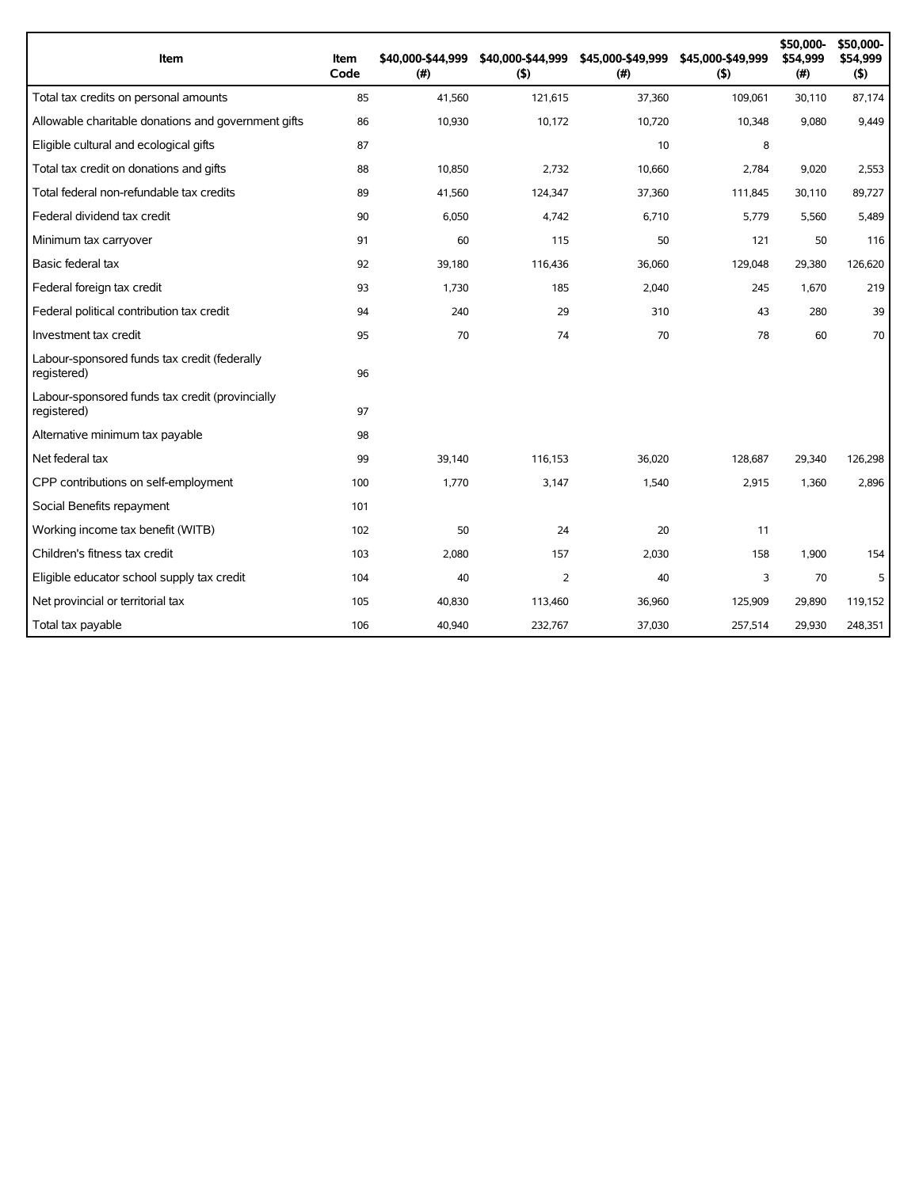| Item | Item Code | $40,000-$44,999 (#) | $40,000-$44,999 ($) | $45,000-$49,999 (#) | $45,000-$49,999 ($) | $50,000-$54,999 (#) | $50,000-$54,999 ($) |
| --- | --- | --- | --- | --- | --- | --- | --- |
| Total tax credits on personal amounts | 85 | 41,560 | 121,615 | 37,360 | 109,061 | 30,110 | 87,174 |
| Allowable charitable donations and government gifts | 86 | 10,930 | 10,172 | 10,720 | 10,348 | 9,080 | 9,449 |
| Eligible cultural and ecological gifts | 87 | | | 10 | 8 | | |
| Total tax credit on donations and gifts | 88 | 10,850 | 2,732 | 10,660 | 2,784 | 9,020 | 2,553 |
| Total federal non-refundable tax credits | 89 | 41,560 | 124,347 | 37,360 | 111,845 | 30,110 | 89,727 |
| Federal dividend tax credit | 90 | 6,050 | 4,742 | 6,710 | 5,779 | 5,560 | 5,489 |
| Minimum tax carryover | 91 | 60 | 115 | 50 | 121 | 50 | 116 |
| Basic federal tax | 92 | 39,180 | 116,436 | 36,060 | 129,048 | 29,380 | 126,620 |
| Federal foreign tax credit | 93 | 1,730 | 185 | 2,040 | 245 | 1,670 | 219 |
| Federal political contribution tax credit | 94 | 240 | 29 | 310 | 43 | 280 | 39 |
| Investment tax credit | 95 | 70 | 74 | 70 | 78 | 60 | 70 |
| Labour-sponsored funds tax credit (federally registered) | 96 | | | | | | |
| Labour-sponsored funds tax credit (provincially registered) | 97 | | | | | | |
| Alternative minimum tax payable | 98 | | | | | | |
| Net federal tax | 99 | 39,140 | 116,153 | 36,020 | 128,687 | 29,340 | 126,298 |
| CPP contributions on self-employment | 100 | 1,770 | 3,147 | 1,540 | 2,915 | 1,360 | 2,896 |
| Social Benefits repayment | 101 | | | | | | |
| Working income tax benefit (WITB) | 102 | 50 | 24 | 20 | 11 | | |
| Children's fitness tax credit | 103 | 2,080 | 157 | 2,030 | 158 | 1,900 | 154 |
| Eligible educator school supply tax credit | 104 | 40 | 2 | 40 | 3 | 70 | 5 |
| Net provincial or territorial tax | 105 | 40,830 | 113,460 | 36,960 | 125,909 | 29,890 | 119,152 |
| Total tax payable | 106 | 40,940 | 232,767 | 37,030 | 257,514 | 29,930 | 248,351 |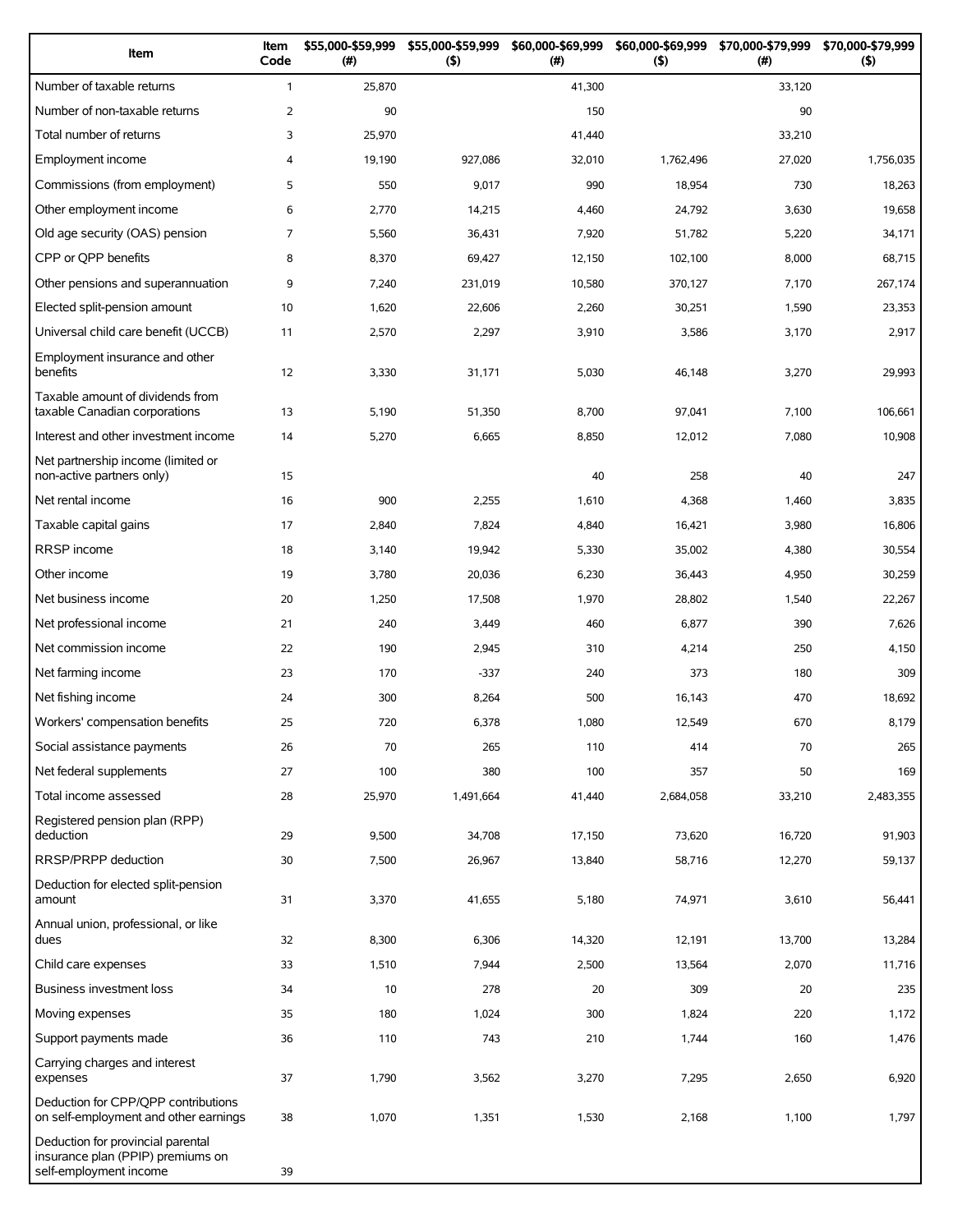| Item | Item Code | $55,000-$59,999 (#) | $55,000-$59,999 ($) | $60,000-$69,999 (#) | $60,000-$69,999 ($) | $70,000-$79,999 (#) | $70,000-$79,999 ($) |
|---|---|---|---|---|---|---|---|
| Number of taxable returns | 1 | 25,870 | | 41,300 | | 33,120 | |
| Number of non-taxable returns | 2 | 90 | | 150 | | 90 | |
| Total number of returns | 3 | 25,970 | | 41,440 | | 33,210 | |
| Employment income | 4 | 19,190 | 927,086 | 32,010 | 1,762,496 | 27,020 | 1,756,035 |
| Commissions (from employment) | 5 | 550 | 9,017 | 990 | 18,954 | 730 | 18,263 |
| Other employment income | 6 | 2,770 | 14,215 | 4,460 | 24,792 | 3,630 | 19,658 |
| Old age security (OAS) pension | 7 | 5,560 | 36,431 | 7,920 | 51,782 | 5,220 | 34,171 |
| CPP or QPP benefits | 8 | 8,370 | 69,427 | 12,150 | 102,100 | 8,000 | 68,715 |
| Other pensions and superannuation | 9 | 7,240 | 231,019 | 10,580 | 370,127 | 7,170 | 267,174 |
| Elected split-pension amount | 10 | 1,620 | 22,606 | 2,260 | 30,251 | 1,590 | 23,353 |
| Universal child care benefit (UCCB) | 11 | 2,570 | 2,297 | 3,910 | 3,586 | 3,170 | 2,917 |
| Employment insurance and other benefits | 12 | 3,330 | 31,171 | 5,030 | 46,148 | 3,270 | 29,993 |
| Taxable amount of dividends from taxable Canadian corporations | 13 | 5,190 | 51,350 | 8,700 | 97,041 | 7,100 | 106,661 |
| Interest and other investment income | 14 | 5,270 | 6,665 | 8,850 | 12,012 | 7,080 | 10,908 |
| Net partnership income (limited or non-active partners only) | 15 | | | 40 | 258 | 40 | 247 |
| Net rental income | 16 | 900 | 2,255 | 1,610 | 4,368 | 1,460 | 3,835 |
| Taxable capital gains | 17 | 2,840 | 7,824 | 4,840 | 16,421 | 3,980 | 16,806 |
| RRSP income | 18 | 3,140 | 19,942 | 5,330 | 35,002 | 4,380 | 30,554 |
| Other income | 19 | 3,780 | 20,036 | 6,230 | 36,443 | 4,950 | 30,259 |
| Net business income | 20 | 1,250 | 17,508 | 1,970 | 28,802 | 1,540 | 22,267 |
| Net professional income | 21 | 240 | 3,449 | 460 | 6,877 | 390 | 7,626 |
| Net commission income | 22 | 190 | 2,945 | 310 | 4,214 | 250 | 4,150 |
| Net farming income | 23 | 170 | -337 | 240 | 373 | 180 | 309 |
| Net fishing income | 24 | 300 | 8,264 | 500 | 16,143 | 470 | 18,692 |
| Workers' compensation benefits | 25 | 720 | 6,378 | 1,080 | 12,549 | 670 | 8,179 |
| Social assistance payments | 26 | 70 | 265 | 110 | 414 | 70 | 265 |
| Net federal supplements | 27 | 100 | 380 | 100 | 357 | 50 | 169 |
| Total income assessed | 28 | 25,970 | 1,491,664 | 41,440 | 2,684,058 | 33,210 | 2,483,355 |
| Registered pension plan (RPP) deduction | 29 | 9,500 | 34,708 | 17,150 | 73,620 | 16,720 | 91,903 |
| RRSP/PRPP deduction | 30 | 7,500 | 26,967 | 13,840 | 58,716 | 12,270 | 59,137 |
| Deduction for elected split-pension amount | 31 | 3,370 | 41,655 | 5,180 | 74,971 | 3,610 | 56,441 |
| Annual union, professional, or like dues | 32 | 8,300 | 6,306 | 14,320 | 12,191 | 13,700 | 13,284 |
| Child care expenses | 33 | 1,510 | 7,944 | 2,500 | 13,564 | 2,070 | 11,716 |
| Business investment loss | 34 | 10 | 278 | 20 | 309 | 20 | 235 |
| Moving expenses | 35 | 180 | 1,024 | 300 | 1,824 | 220 | 1,172 |
| Support payments made | 36 | 110 | 743 | 210 | 1,744 | 160 | 1,476 |
| Carrying charges and interest expenses | 37 | 1,790 | 3,562 | 3,270 | 7,295 | 2,650 | 6,920 |
| Deduction for CPP/QPP contributions on self-employment and other earnings | 38 | 1,070 | 1,351 | 1,530 | 2,168 | 1,100 | 1,797 |
| Deduction for provincial parental insurance plan (PPIP) premiums on self-employment income | 39 | | | | | | |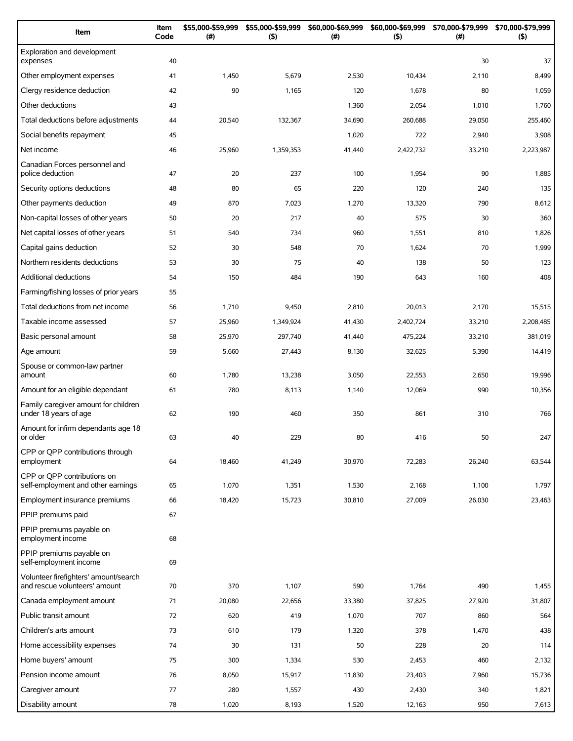| Item | Item Code | $55,000-$59,999 (#) | $55,000-$59,999 ($) | $60,000-$69,999 (#) | $60,000-$69,999 ($) | $70,000-$79,999 (#) | $70,000-$79,999 ($) |
|---|---|---|---|---|---|---|---|
| Exploration and development expenses | 40 | | | | | 30 | 37 |
| Other employment expenses | 41 | 1,450 | 5,679 | 2,530 | 10,434 | 2,110 | 8,499 |
| Clergy residence deduction | 42 | 90 | 1,165 | 120 | 1,678 | 80 | 1,059 |
| Other deductions | 43 | | | 1,360 | 2,054 | 1,010 | 1,760 |
| Total deductions before adjustments | 44 | 20,540 | 132,367 | 34,690 | 260,688 | 29,050 | 255,460 |
| Social benefits repayment | 45 | | | 1,020 | 722 | 2,940 | 3,908 |
| Net income | 46 | 25,960 | 1,359,353 | 41,440 | 2,422,732 | 33,210 | 2,223,987 |
| Canadian Forces personnel and police deduction | 47 | 20 | 237 | 100 | 1,954 | 90 | 1,885 |
| Security options deductions | 48 | 80 | 65 | 220 | 120 | 240 | 135 |
| Other payments deduction | 49 | 870 | 7,023 | 1,270 | 13,320 | 790 | 8,612 |
| Non-capital losses of other years | 50 | 20 | 217 | 40 | 575 | 30 | 360 |
| Net capital losses of other years | 51 | 540 | 734 | 960 | 1,551 | 810 | 1,826 |
| Capital gains deduction | 52 | 30 | 548 | 70 | 1,624 | 70 | 1,999 |
| Northern residents deductions | 53 | 30 | 75 | 40 | 138 | 50 | 123 |
| Additional deductions | 54 | 150 | 484 | 190 | 643 | 160 | 408 |
| Farming/fishing losses of prior years | 55 | | | | | | |
| Total deductions from net income | 56 | 1,710 | 9,450 | 2,810 | 20,013 | 2,170 | 15,515 |
| Taxable income assessed | 57 | 25,960 | 1,349,924 | 41,430 | 2,402,724 | 33,210 | 2,208,485 |
| Basic personal amount | 58 | 25,970 | 297,740 | 41,440 | 475,224 | 33,210 | 381,019 |
| Age amount | 59 | 5,660 | 27,443 | 8,130 | 32,625 | 5,390 | 14,419 |
| Spouse or common-law partner amount | 60 | 1,780 | 13,238 | 3,050 | 22,553 | 2,650 | 19,996 |
| Amount for an eligible dependant | 61 | 780 | 8,113 | 1,140 | 12,069 | 990 | 10,356 |
| Family caregiver amount for children under 18 years of age | 62 | 190 | 460 | 350 | 861 | 310 | 766 |
| Amount for infirm dependants age 18 or older | 63 | 40 | 229 | 80 | 416 | 50 | 247 |
| CPP or QPP contributions through employment | 64 | 18,460 | 41,249 | 30,970 | 72,283 | 26,240 | 63,544 |
| CPP or QPP contributions on self-employment and other earnings | 65 | 1,070 | 1,351 | 1,530 | 2,168 | 1,100 | 1,797 |
| Employment insurance premiums | 66 | 18,420 | 15,723 | 30,810 | 27,009 | 26,030 | 23,463 |
| PPIP premiums paid | 67 | | | | | | |
| PPIP premiums payable on employment income | 68 | | | | | | |
| PPIP premiums payable on self-employment income | 69 | | | | | | |
| Volunteer firefighters' amount/search and rescue volunteers' amount | 70 | 370 | 1,107 | 590 | 1,764 | 490 | 1,455 |
| Canada employment amount | 71 | 20,080 | 22,656 | 33,380 | 37,825 | 27,920 | 31,807 |
| Public transit amount | 72 | 620 | 419 | 1,070 | 707 | 860 | 564 |
| Children's arts amount | 73 | 610 | 179 | 1,320 | 378 | 1,470 | 438 |
| Home accessibility expenses | 74 | 30 | 131 | 50 | 228 | 20 | 114 |
| Home buyers' amount | 75 | 300 | 1,334 | 530 | 2,453 | 460 | 2,132 |
| Pension income amount | 76 | 8,050 | 15,917 | 11,830 | 23,403 | 7,960 | 15,736 |
| Caregiver amount | 77 | 280 | 1,557 | 430 | 2,430 | 340 | 1,821 |
| Disability amount | 78 | 1,020 | 8,193 | 1,520 | 12,163 | 950 | 7,613 |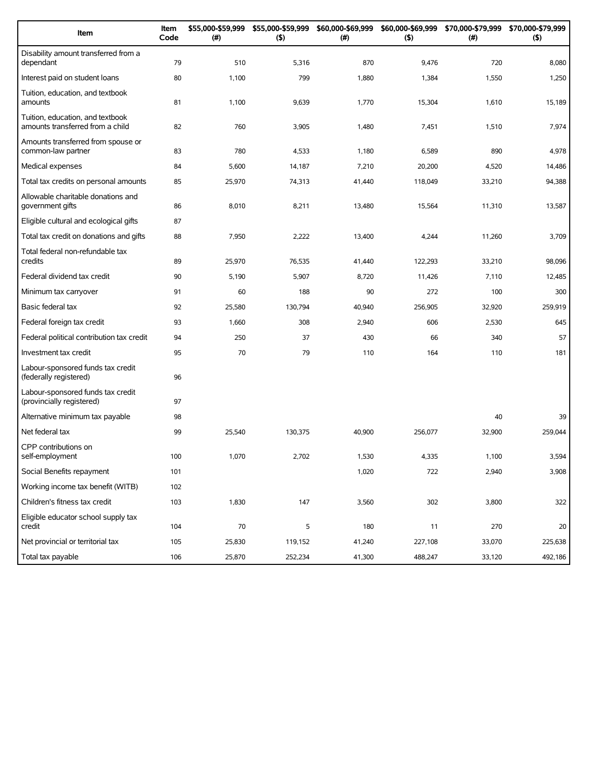| Item | Item Code | $55,000-$59,999 (#) | $55,000-$59,999 ($) | $60,000-$69,999 (#) | $60,000-$69,999 ($) | $70,000-$79,999 (#) | $70,000-$79,999 ($) |
|---|---|---|---|---|---|---|---|
| Disability amount transferred from a dependant | 79 | 510 | 5,316 | 870 | 9,476 | 720 | 8,080 |
| Interest paid on student loans | 80 | 1,100 | 799 | 1,880 | 1,384 | 1,550 | 1,250 |
| Tuition, education, and textbook amounts | 81 | 1,100 | 9,639 | 1,770 | 15,304 | 1,610 | 15,189 |
| Tuition, education, and textbook amounts transferred from a child | 82 | 760 | 3,905 | 1,480 | 7,451 | 1,510 | 7,974 |
| Amounts transferred from spouse or common-law partner | 83 | 780 | 4,533 | 1,180 | 6,589 | 890 | 4,978 |
| Medical expenses | 84 | 5,600 | 14,187 | 7,210 | 20,200 | 4,520 | 14,486 |
| Total tax credits on personal amounts | 85 | 25,970 | 74,313 | 41,440 | 118,049 | 33,210 | 94,388 |
| Allowable charitable donations and government gifts | 86 | 8,010 | 8,211 | 13,480 | 15,564 | 11,310 | 13,587 |
| Eligible cultural and ecological gifts | 87 | | | | | | |
| Total tax credit on donations and gifts | 88 | 7,950 | 2,222 | 13,400 | 4,244 | 11,260 | 3,709 |
| Total federal non-refundable tax credits | 89 | 25,970 | 76,535 | 41,440 | 122,293 | 33,210 | 98,096 |
| Federal dividend tax credit | 90 | 5,190 | 5,907 | 8,720 | 11,426 | 7,110 | 12,485 |
| Minimum tax carryover | 91 | 60 | 188 | 90 | 272 | 100 | 300 |
| Basic federal tax | 92 | 25,580 | 130,794 | 40,940 | 256,905 | 32,920 | 259,919 |
| Federal foreign tax credit | 93 | 1,660 | 308 | 2,940 | 606 | 2,530 | 645 |
| Federal political contribution tax credit | 94 | 250 | 37 | 430 | 66 | 340 | 57 |
| Investment tax credit | 95 | 70 | 79 | 110 | 164 | 110 | 181 |
| Labour-sponsored funds tax credit (federally registered) | 96 | | | | | | |
| Labour-sponsored funds tax credit (provincially registered) | 97 | | | | | | |
| Alternative minimum tax payable | 98 | | | | | 40 | 39 |
| Net federal tax | 99 | 25,540 | 130,375 | 40,900 | 256,077 | 32,900 | 259,044 |
| CPP contributions on self-employment | 100 | 1,070 | 2,702 | 1,530 | 4,335 | 1,100 | 3,594 |
| Social Benefits repayment | 101 | | | 1,020 | 722 | 2,940 | 3,908 |
| Working income tax benefit (WITB) | 102 | | | | | | |
| Children's fitness tax credit | 103 | 1,830 | 147 | 3,560 | 302 | 3,800 | 322 |
| Eligible educator school supply tax credit | 104 | 70 | 5 | 180 | 11 | 270 | 20 |
| Net provincial or territorial tax | 105 | 25,830 | 119,152 | 41,240 | 227,108 | 33,070 | 225,638 |
| Total tax payable | 106 | 25,870 | 252,234 | 41,300 | 488,247 | 33,120 | 492,186 |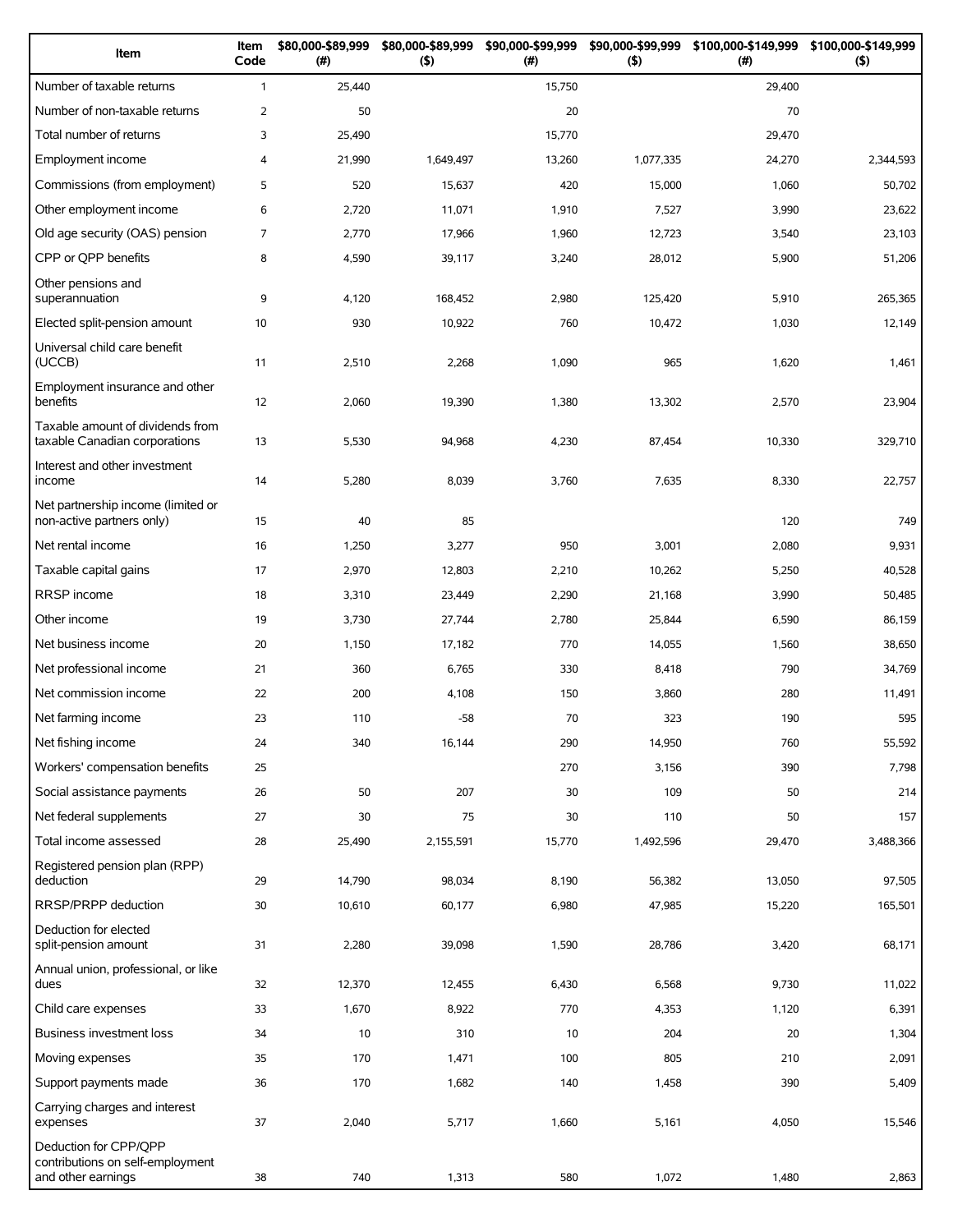| Item | Item Code | $80,000-$89,999 (#) | $80,000-$89,999 ($) | $90,000-$99,999 (#) | $90,000-$99,999 ($) | $100,000-$149,999 (#) | $100,000-$149,999 ($) |
|---|---|---|---|---|---|---|---|
| Number of taxable returns | 1 | 25,440 | | 15,750 | | 29,400 | |
| Number of non-taxable returns | 2 | 50 | | 20 | | 70 | |
| Total number of returns | 3 | 25,490 | | 15,770 | | 29,470 | |
| Employment income | 4 | 21,990 | 1,649,497 | 13,260 | 1,077,335 | 24,270 | 2,344,593 |
| Commissions (from employment) | 5 | 520 | 15,637 | 420 | 15,000 | 1,060 | 50,702 |
| Other employment income | 6 | 2,720 | 11,071 | 1,910 | 7,527 | 3,990 | 23,622 |
| Old age security (OAS) pension | 7 | 2,770 | 17,966 | 1,960 | 12,723 | 3,540 | 23,103 |
| CPP or QPP benefits | 8 | 4,590 | 39,117 | 3,240 | 28,012 | 5,900 | 51,206 |
| Other pensions and superannuation | 9 | 4,120 | 168,452 | 2,980 | 125,420 | 5,910 | 265,365 |
| Elected split-pension amount | 10 | 930 | 10,922 | 760 | 10,472 | 1,030 | 12,149 |
| Universal child care benefit (UCCB) | 11 | 2,510 | 2,268 | 1,090 | 965 | 1,620 | 1,461 |
| Employment insurance and other benefits | 12 | 2,060 | 19,390 | 1,380 | 13,302 | 2,570 | 23,904 |
| Taxable amount of dividends from taxable Canadian corporations | 13 | 5,530 | 94,968 | 4,230 | 87,454 | 10,330 | 329,710 |
| Interest and other investment income | 14 | 5,280 | 8,039 | 3,760 | 7,635 | 8,330 | 22,757 |
| Net partnership income (limited or non-active partners only) | 15 | 40 | 85 | | | 120 | 749 |
| Net rental income | 16 | 1,250 | 3,277 | 950 | 3,001 | 2,080 | 9,931 |
| Taxable capital gains | 17 | 2,970 | 12,803 | 2,210 | 10,262 | 5,250 | 40,528 |
| RRSP income | 18 | 3,310 | 23,449 | 2,290 | 21,168 | 3,990 | 50,485 |
| Other income | 19 | 3,730 | 27,744 | 2,780 | 25,844 | 6,590 | 86,159 |
| Net business income | 20 | 1,150 | 17,182 | 770 | 14,055 | 1,560 | 38,650 |
| Net professional income | 21 | 360 | 6,765 | 330 | 8,418 | 790 | 34,769 |
| Net commission income | 22 | 200 | 4,108 | 150 | 3,860 | 280 | 11,491 |
| Net farming income | 23 | 110 | -58 | 70 | 323 | 190 | 595 |
| Net fishing income | 24 | 340 | 16,144 | 290 | 14,950 | 760 | 55,592 |
| Workers' compensation benefits | 25 | | | 270 | 3,156 | 390 | 7,798 |
| Social assistance payments | 26 | 50 | 207 | 30 | 109 | 50 | 214 |
| Net federal supplements | 27 | 30 | 75 | 30 | 110 | 50 | 157 |
| Total income assessed | 28 | 25,490 | 2,155,591 | 15,770 | 1,492,596 | 29,470 | 3,488,366 |
| Registered pension plan (RPP) deduction | 29 | 14,790 | 98,034 | 8,190 | 56,382 | 13,050 | 97,505 |
| RRSP/PRPP deduction | 30 | 10,610 | 60,177 | 6,980 | 47,985 | 15,220 | 165,501 |
| Deduction for elected split-pension amount | 31 | 2,280 | 39,098 | 1,590 | 28,786 | 3,420 | 68,171 |
| Annual union, professional, or like dues | 32 | 12,370 | 12,455 | 6,430 | 6,568 | 9,730 | 11,022 |
| Child care expenses | 33 | 1,670 | 8,922 | 770 | 4,353 | 1,120 | 6,391 |
| Business investment loss | 34 | 10 | 310 | 10 | 204 | 20 | 1,304 |
| Moving expenses | 35 | 170 | 1,471 | 100 | 805 | 210 | 2,091 |
| Support payments made | 36 | 170 | 1,682 | 140 | 1,458 | 390 | 5,409 |
| Carrying charges and interest expenses | 37 | 2,040 | 5,717 | 1,660 | 5,161 | 4,050 | 15,546 |
| Deduction for CPP/QPP contributions on self-employment and other earnings | 38 | 740 | 1,313 | 580 | 1,072 | 1,480 | 2,863 |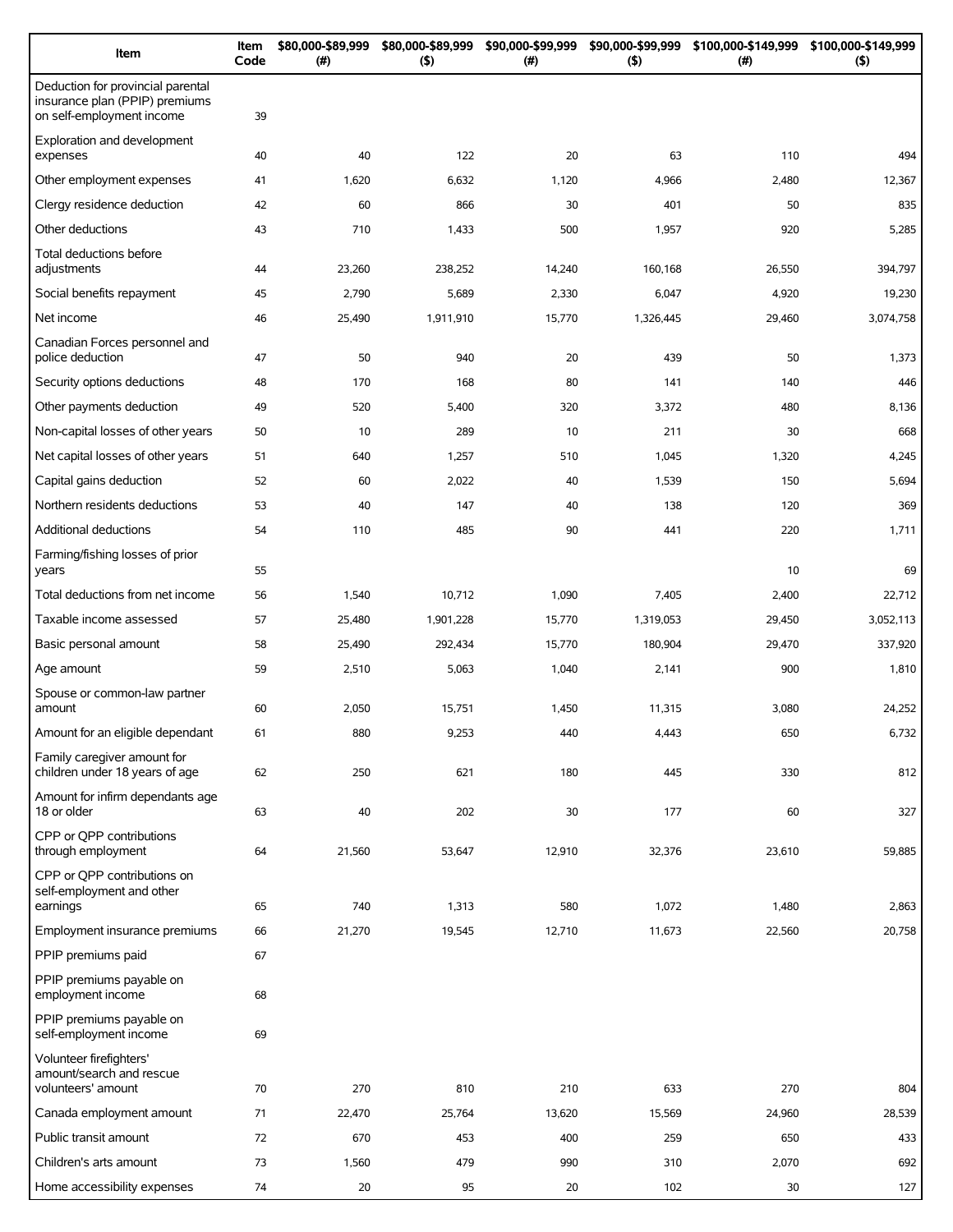| Item | Item Code | $80,000-$89,999 (#) | $80,000-$89,999 ($) | $90,000-$99,999 (#) | $90,000-$99,999 ($) | $100,000-$149,999 (#) | $100,000-$149,999 ($) |
|---|---|---|---|---|---|---|---|
| Deduction for provincial parental insurance plan (PPIP) premiums on self-employment income | 39 | | | | | | |
| Exploration and development expenses | 40 | 40 | 122 | 20 | 63 | 110 | 494 |
| Other employment expenses | 41 | 1,620 | 6,632 | 1,120 | 4,966 | 2,480 | 12,367 |
| Clergy residence deduction | 42 | 60 | 866 | 30 | 401 | 50 | 835 |
| Other deductions | 43 | 710 | 1,433 | 500 | 1,957 | 920 | 5,285 |
| Total deductions before adjustments | 44 | 23,260 | 238,252 | 14,240 | 160,168 | 26,550 | 394,797 |
| Social benefits repayment | 45 | 2,790 | 5,689 | 2,330 | 6,047 | 4,920 | 19,230 |
| Net income | 46 | 25,490 | 1,911,910 | 15,770 | 1,326,445 | 29,460 | 3,074,758 |
| Canadian Forces personnel and police deduction | 47 | 50 | 940 | 20 | 439 | 50 | 1,373 |
| Security options deductions | 48 | 170 | 168 | 80 | 141 | 140 | 446 |
| Other payments deduction | 49 | 520 | 5,400 | 320 | 3,372 | 480 | 8,136 |
| Non-capital losses of other years | 50 | 10 | 289 | 10 | 211 | 30 | 668 |
| Net capital losses of other years | 51 | 640 | 1,257 | 510 | 1,045 | 1,320 | 4,245 |
| Capital gains deduction | 52 | 60 | 2,022 | 40 | 1,539 | 150 | 5,694 |
| Northern residents deductions | 53 | 40 | 147 | 40 | 138 | 120 | 369 |
| Additional deductions | 54 | 110 | 485 | 90 | 441 | 220 | 1,711 |
| Farming/fishing losses of prior years | 55 | | | | | 10 | 69 |
| Total deductions from net income | 56 | 1,540 | 10,712 | 1,090 | 7,405 | 2,400 | 22,712 |
| Taxable income assessed | 57 | 25,480 | 1,901,228 | 15,770 | 1,319,053 | 29,450 | 3,052,113 |
| Basic personal amount | 58 | 25,490 | 292,434 | 15,770 | 180,904 | 29,470 | 337,920 |
| Age amount | 59 | 2,510 | 5,063 | 1,040 | 2,141 | 900 | 1,810 |
| Spouse or common-law partner amount | 60 | 2,050 | 15,751 | 1,450 | 11,315 | 3,080 | 24,252 |
| Amount for an eligible dependant | 61 | 880 | 9,253 | 440 | 4,443 | 650 | 6,732 |
| Family caregiver amount for children under 18 years of age | 62 | 250 | 621 | 180 | 445 | 330 | 812 |
| Amount for infirm dependants age 18 or older | 63 | 40 | 202 | 30 | 177 | 60 | 327 |
| CPP or QPP contributions through employment | 64 | 21,560 | 53,647 | 12,910 | 32,376 | 23,610 | 59,885 |
| CPP or QPP contributions on self-employment and other earnings | 65 | 740 | 1,313 | 580 | 1,072 | 1,480 | 2,863 |
| Employment insurance premiums | 66 | 21,270 | 19,545 | 12,710 | 11,673 | 22,560 | 20,758 |
| PPIP premiums paid | 67 | | | | | | |
| PPIP premiums payable on employment income | 68 | | | | | | |
| PPIP premiums payable on self-employment income | 69 | | | | | | |
| Volunteer firefighters' amount/search and rescue volunteers' amount | 70 | 270 | 810 | 210 | 633 | 270 | 804 |
| Canada employment amount | 71 | 22,470 | 25,764 | 13,620 | 15,569 | 24,960 | 28,539 |
| Public transit amount | 72 | 670 | 453 | 400 | 259 | 650 | 433 |
| Children's arts amount | 73 | 1,560 | 479 | 990 | 310 | 2,070 | 692 |
| Home accessibility expenses | 74 | 20 | 95 | 20 | 102 | 30 | 127 |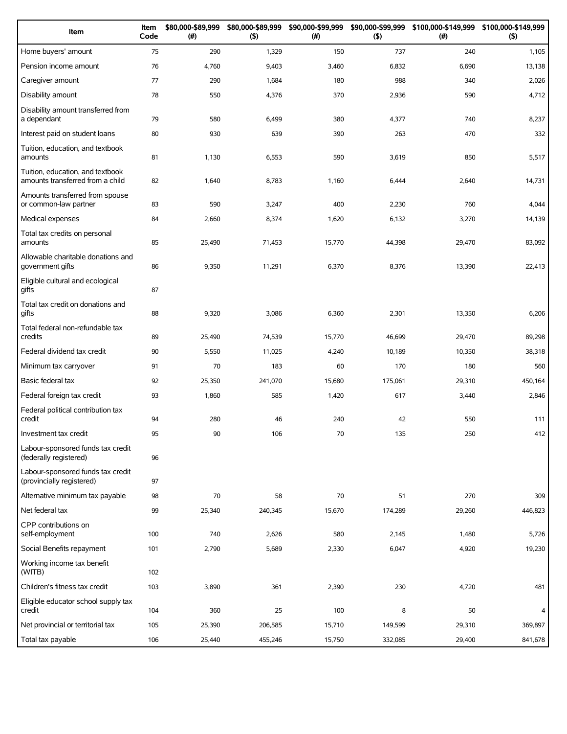| Item | Item Code | $80,000-$89,999 (#) | $80,000-$89,999 ($) | $90,000-$99,999 (#) | $90,000-$99,999 ($) | $100,000-$149,999 (#) | $100,000-$149,999 ($) |
|---|---|---|---|---|---|---|---|
| Home buyers' amount | 75 | 290 | 1,329 | 150 | 737 | 240 | 1,105 |
| Pension income amount | 76 | 4,760 | 9,403 | 3,460 | 6,832 | 6,690 | 13,138 |
| Caregiver amount | 77 | 290 | 1,684 | 180 | 988 | 340 | 2,026 |
| Disability amount | 78 | 550 | 4,376 | 370 | 2,936 | 590 | 4,712 |
| Disability amount transferred from a dependant | 79 | 580 | 6,499 | 380 | 4,377 | 740 | 8,237 |
| Interest paid on student loans | 80 | 930 | 639 | 390 | 263 | 470 | 332 |
| Tuition, education, and textbook amounts | 81 | 1,130 | 6,553 | 590 | 3,619 | 850 | 5,517 |
| Tuition, education, and textbook amounts transferred from a child | 82 | 1,640 | 8,783 | 1,160 | 6,444 | 2,640 | 14,731 |
| Amounts transferred from spouse or common-law partner | 83 | 590 | 3,247 | 400 | 2,230 | 760 | 4,044 |
| Medical expenses | 84 | 2,660 | 8,374 | 1,620 | 6,132 | 3,270 | 14,139 |
| Total tax credits on personal amounts | 85 | 25,490 | 71,453 | 15,770 | 44,398 | 29,470 | 83,092 |
| Allowable charitable donations and government gifts | 86 | 9,350 | 11,291 | 6,370 | 8,376 | 13,390 | 22,413 |
| Eligible cultural and ecological gifts | 87 | | | | | | |
| Total tax credit on donations and gifts | 88 | 9,320 | 3,086 | 6,360 | 2,301 | 13,350 | 6,206 |
| Total federal non-refundable tax credits | 89 | 25,490 | 74,539 | 15,770 | 46,699 | 29,470 | 89,298 |
| Federal dividend tax credit | 90 | 5,550 | 11,025 | 4,240 | 10,189 | 10,350 | 38,318 |
| Minimum tax carryover | 91 | 70 | 183 | 60 | 170 | 180 | 560 |
| Basic federal tax | 92 | 25,350 | 241,070 | 15,680 | 175,061 | 29,310 | 450,164 |
| Federal foreign tax credit | 93 | 1,860 | 585 | 1,420 | 617 | 3,440 | 2,846 |
| Federal political contribution tax credit | 94 | 280 | 46 | 240 | 42 | 550 | 111 |
| Investment tax credit | 95 | 90 | 106 | 70 | 135 | 250 | 412 |
| Labour-sponsored funds tax credit (federally registered) | 96 | | | | | | |
| Labour-sponsored funds tax credit (provincially registered) | 97 | | | | | | |
| Alternative minimum tax payable | 98 | 70 | 58 | 70 | 51 | 270 | 309 |
| Net federal tax | 99 | 25,340 | 240,345 | 15,670 | 174,289 | 29,260 | 446,823 |
| CPP contributions on self-employment | 100 | 740 | 2,626 | 580 | 2,145 | 1,480 | 5,726 |
| Social Benefits repayment | 101 | 2,790 | 5,689 | 2,330 | 6,047 | 4,920 | 19,230 |
| Working income tax benefit (WITB) | 102 | | | | | | |
| Children's fitness tax credit | 103 | 3,890 | 361 | 2,390 | 230 | 4,720 | 481 |
| Eligible educator school supply tax credit | 104 | 360 | 25 | 100 | 8 | 50 | 4 |
| Net provincial or territorial tax | 105 | 25,390 | 206,585 | 15,710 | 149,599 | 29,310 | 369,897 |
| Total tax payable | 106 | 25,440 | 455,246 | 15,750 | 332,085 | 29,400 | 841,678 |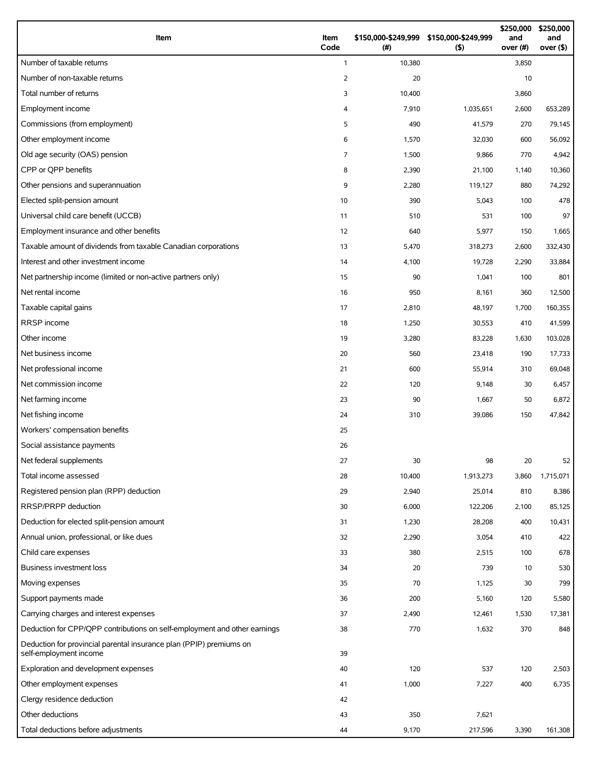| Item | Item Code | $150,000-$249,999 (#) | $150,000-$249,999 ($) | $250,000 and over (#) | $250,000 and over ($) |
|---|---|---|---|---|---|
| Number of taxable returns | 1 | 10,380 | | 3,850 | |
| Number of non-taxable returns | 2 | 20 | | 10 | |
| Total number of returns | 3 | 10,400 | | 3,860 | |
| Employment income | 4 | 7,910 | 1,035,651 | 2,600 | 653,289 |
| Commissions (from employment) | 5 | 490 | 41,579 | 270 | 79,145 |
| Other employment income | 6 | 1,570 | 32,030 | 600 | 56,092 |
| Old age security (OAS) pension | 7 | 1,500 | 9,866 | 770 | 4,942 |
| CPP or QPP benefits | 8 | 2,390 | 21,100 | 1,140 | 10,360 |
| Other pensions and superannuation | 9 | 2,280 | 119,127 | 880 | 74,292 |
| Elected split-pension amount | 10 | 390 | 5,043 | 100 | 478 |
| Universal child care benefit (UCCB) | 11 | 510 | 531 | 100 | 97 |
| Employment insurance and other benefits | 12 | 640 | 5,977 | 150 | 1,665 |
| Taxable amount of dividends from taxable Canadian corporations | 13 | 5,470 | 318,273 | 2,600 | 332,430 |
| Interest and other investment income | 14 | 4,100 | 19,728 | 2,290 | 33,884 |
| Net partnership income (limited or non-active partners only) | 15 | 90 | 1,041 | 100 | 801 |
| Net rental income | 16 | 950 | 8,161 | 360 | 12,500 |
| Taxable capital gains | 17 | 2,810 | 48,197 | 1,700 | 160,355 |
| RRSP income | 18 | 1,250 | 30,553 | 410 | 41,599 |
| Other income | 19 | 3,280 | 83,228 | 1,630 | 103,028 |
| Net business income | 20 | 560 | 23,418 | 190 | 17,733 |
| Net professional income | 21 | 600 | 55,914 | 310 | 69,048 |
| Net commission income | 22 | 120 | 9,148 | 30 | 6,457 |
| Net farming income | 23 | 90 | 1,667 | 50 | 6,872 |
| Net fishing income | 24 | 310 | 39,086 | 150 | 47,842 |
| Workers' compensation benefits | 25 | | | | |
| Social assistance payments | 26 | | | | |
| Net federal supplements | 27 | 30 | 98 | 20 | 52 |
| Total income assessed | 28 | 10,400 | 1,913,273 | 3,860 | 1,715,071 |
| Registered pension plan (RPP) deduction | 29 | 2,940 | 25,014 | 810 | 8,386 |
| RRSP/PRPP deduction | 30 | 6,000 | 122,206 | 2,100 | 85,125 |
| Deduction for elected split-pension amount | 31 | 1,230 | 28,208 | 400 | 10,431 |
| Annual union, professional, or like dues | 32 | 2,290 | 3,054 | 410 | 422 |
| Child care expenses | 33 | 380 | 2,515 | 100 | 678 |
| Business investment loss | 34 | 20 | 739 | 10 | 530 |
| Moving expenses | 35 | 70 | 1,125 | 30 | 799 |
| Support payments made | 36 | 200 | 5,160 | 120 | 5,580 |
| Carrying charges and interest expenses | 37 | 2,490 | 12,461 | 1,530 | 17,381 |
| Deduction for CPP/QPP contributions on self-employment and other earnings | 38 | 770 | 1,632 | 370 | 848 |
| Deduction for provincial parental insurance plan (PPIP) premiums on self-employment income | 39 | | | | |
| Exploration and development expenses | 40 | 120 | 537 | 120 | 2,503 |
| Other employment expenses | 41 | 1,000 | 7,227 | 400 | 6,735 |
| Clergy residence deduction | 42 | | | | |
| Other deductions | 43 | 350 | 7,621 | | |
| Total deductions before adjustments | 44 | 9,170 | 217,596 | 3,390 | 161,308 |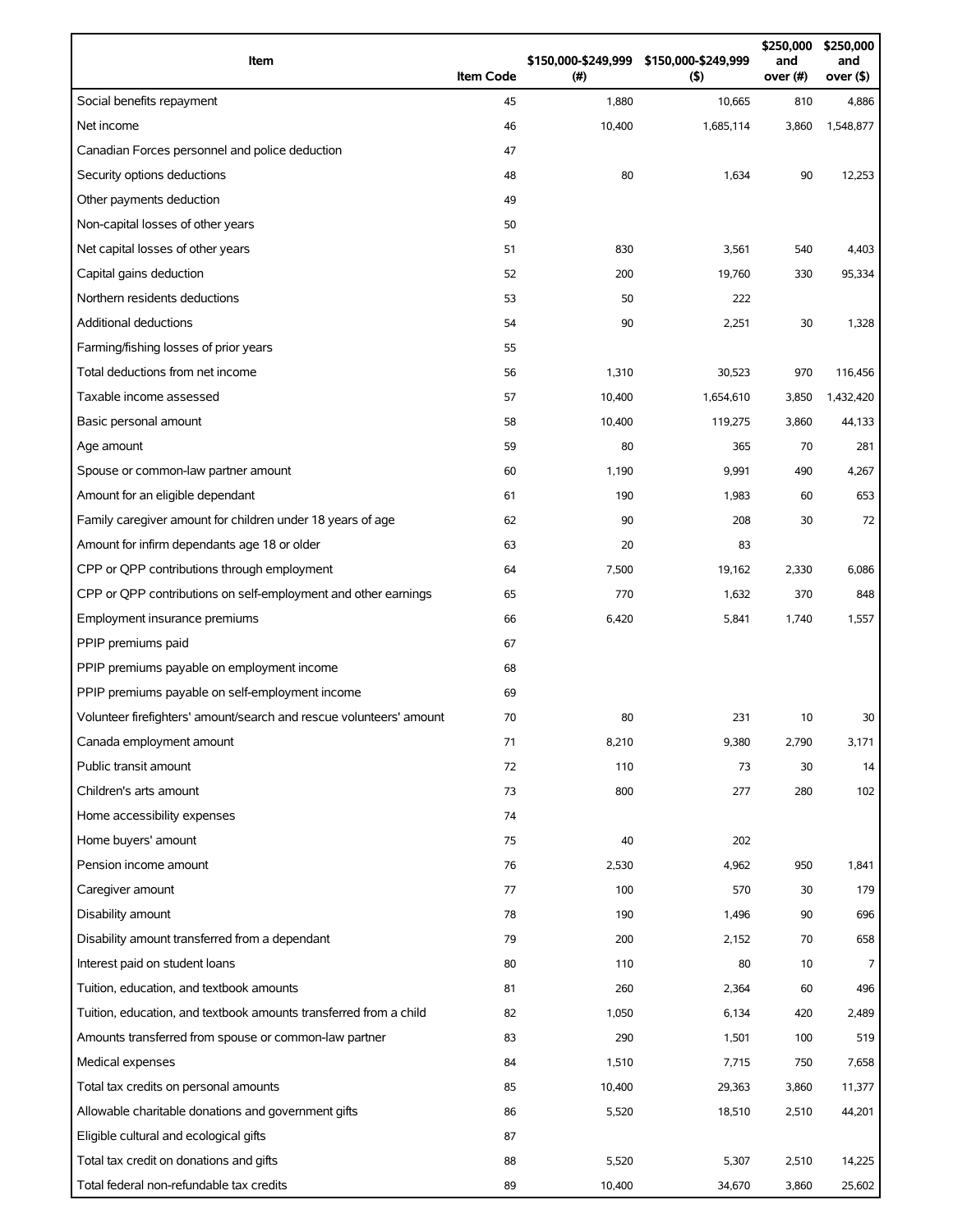| Item | Item Code | $150,000-$249,999 (#) | $150,000-$249,999 ($) | $250,000 and over (#) | $250,000 and over ($) |
|---|---|---|---|---|---|
| Social benefits repayment | 45 | 1,880 | 10,665 | 810 | 4,886 |
| Net income | 46 | 10,400 | 1,685,114 | 3,860 | 1,548,877 |
| Canadian Forces personnel and police deduction | 47 | | | | |
| Security options deductions | 48 | 80 | 1,634 | 90 | 12,253 |
| Other payments deduction | 49 | | | | |
| Non-capital losses of other years | 50 | | | | |
| Net capital losses of other years | 51 | 830 | 3,561 | 540 | 4,403 |
| Capital gains deduction | 52 | 200 | 19,760 | 330 | 95,334 |
| Northern residents deductions | 53 | 50 | 222 | | |
| Additional deductions | 54 | 90 | 2,251 | 30 | 1,328 |
| Farming/fishing losses of prior years | 55 | | | | |
| Total deductions from net income | 56 | 1,310 | 30,523 | 970 | 116,456 |
| Taxable income assessed | 57 | 10,400 | 1,654,610 | 3,850 | 1,432,420 |
| Basic personal amount | 58 | 10,400 | 119,275 | 3,860 | 44,133 |
| Age amount | 59 | 80 | 365 | 70 | 281 |
| Spouse or common-law partner amount | 60 | 1,190 | 9,991 | 490 | 4,267 |
| Amount for an eligible dependant | 61 | 190 | 1,983 | 60 | 653 |
| Family caregiver amount for children under 18 years of age | 62 | 90 | 208 | 30 | 72 |
| Amount for infirm dependants age 18 or older | 63 | 20 | 83 | | |
| CPP or QPP contributions through employment | 64 | 7,500 | 19,162 | 2,330 | 6,086 |
| CPP or QPP contributions on self-employment and other earnings | 65 | 770 | 1,632 | 370 | 848 |
| Employment insurance premiums | 66 | 6,420 | 5,841 | 1,740 | 1,557 |
| PPIP premiums paid | 67 | | | | |
| PPIP premiums payable on employment income | 68 | | | | |
| PPIP premiums payable on self-employment income | 69 | | | | |
| Volunteer firefighters' amount/search and rescue volunteers' amount | 70 | 80 | 231 | 10 | 30 |
| Canada employment amount | 71 | 8,210 | 9,380 | 2,790 | 3,171 |
| Public transit amount | 72 | 110 | 73 | 30 | 14 |
| Children's arts amount | 73 | 800 | 277 | 280 | 102 |
| Home accessibility expenses | 74 | | | | |
| Home buyers' amount | 75 | 40 | 202 | | |
| Pension income amount | 76 | 2,530 | 4,962 | 950 | 1,841 |
| Caregiver amount | 77 | 100 | 570 | 30 | 179 |
| Disability amount | 78 | 190 | 1,496 | 90 | 696 |
| Disability amount transferred from a dependant | 79 | 200 | 2,152 | 70 | 658 |
| Interest paid on student loans | 80 | 110 | 80 | 10 | 7 |
| Tuition, education, and textbook amounts | 81 | 260 | 2,364 | 60 | 496 |
| Tuition, education, and textbook amounts transferred from a child | 82 | 1,050 | 6,134 | 420 | 2,489 |
| Amounts transferred from spouse or common-law partner | 83 | 290 | 1,501 | 100 | 519 |
| Medical expenses | 84 | 1,510 | 7,715 | 750 | 7,658 |
| Total tax credits on personal amounts | 85 | 10,400 | 29,363 | 3,860 | 11,377 |
| Allowable charitable donations and government gifts | 86 | 5,520 | 18,510 | 2,510 | 44,201 |
| Eligible cultural and ecological gifts | 87 | | | | |
| Total tax credit on donations and gifts | 88 | 5,520 | 5,307 | 2,510 | 14,225 |
| Total federal non-refundable tax credits | 89 | 10,400 | 34,670 | 3,860 | 25,602 |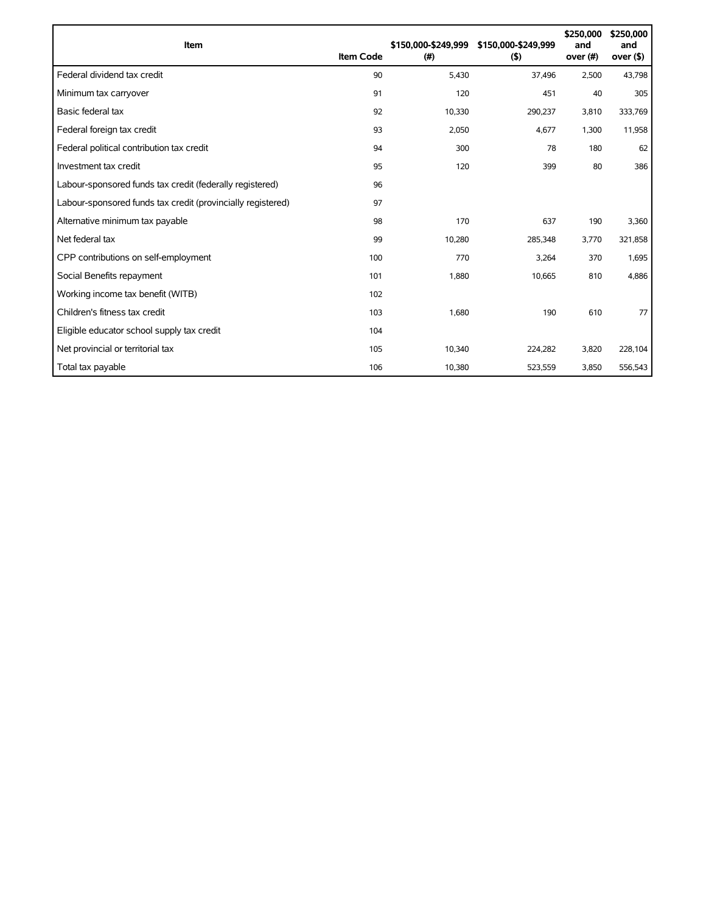| Item | Item Code | $150,000-$249,999 (#) | $150,000-$249,999 ($) | $250,000 and over (#) | $250,000 and over ($) |
|---|---|---|---|---|---|
| Federal dividend tax credit | 90 | 5,430 | 37,496 | 2,500 | 43,798 |
| Minimum tax carryover | 91 | 120 | 451 | 40 | 305 |
| Basic federal tax | 92 | 10,330 | 290,237 | 3,810 | 333,769 |
| Federal foreign tax credit | 93 | 2,050 | 4,677 | 1,300 | 11,958 |
| Federal political contribution tax credit | 94 | 300 | 78 | 180 | 62 |
| Investment tax credit | 95 | 120 | 399 | 80 | 386 |
| Labour-sponsored funds tax credit (federally registered) | 96 | | | | |
| Labour-sponsored funds tax credit (provincially registered) | 97 | | | | |
| Alternative minimum tax payable | 98 | 170 | 637 | 190 | 3,360 |
| Net federal tax | 99 | 10,280 | 285,348 | 3,770 | 321,858 |
| CPP contributions on self-employment | 100 | 770 | 3,264 | 370 | 1,695 |
| Social Benefits repayment | 101 | 1,880 | 10,665 | 810 | 4,886 |
| Working income tax benefit (WITB) | 102 | | | | |
| Children's fitness tax credit | 103 | 1,680 | 190 | 610 | 77 |
| Eligible educator school supply tax credit | 104 | | | | |
| Net provincial or territorial tax | 105 | 10,340 | 224,282 | 3,820 | 228,104 |
| Total tax payable | 106 | 10,380 | 523,559 | 3,850 | 556,543 |